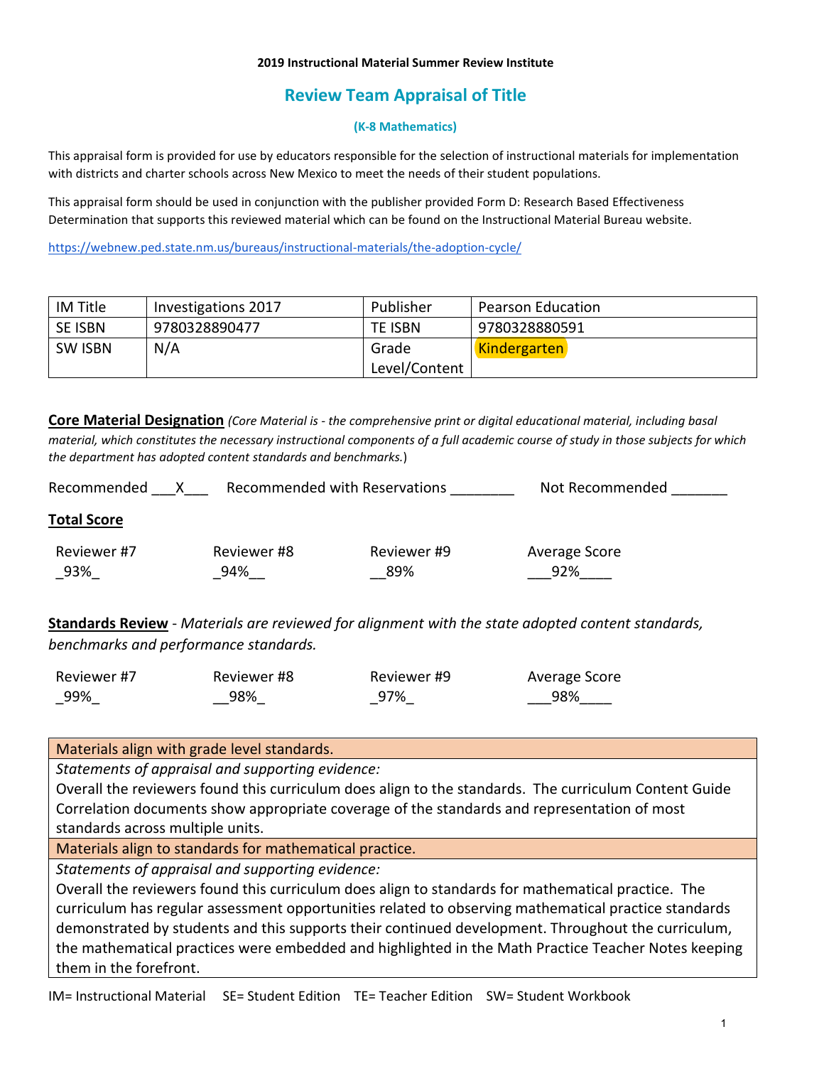**2019 Instructional Material Summer Review Institute**

# Review Team Appraisal of Title

### (K-8 Mathematics)

This appraisal form is provided for use by educators responsible for the selection of instructional materials for implementation with districts and charter schools across New Mexico to meet the needs of their student populations.

This appraisal form should be used in conjunction with the publisher provided Form D: Research Based Effectiveness Determination that supports this reviewed material which can be found on the Instructional Material Bureau website.

https://webnew.ped.state.nm.us/bureaus/instructional-materials/the-adoption-cycle/

| IM Title | Investigations 2017 | Publisher | Pearson Education |
|---|---|---|---|
| SE ISBN | 9780328890477 | TE ISBN | 9780328880591 |
| SW ISBN | N/A | Grade Level/Content | Kindergarten |

**Core Material Designation** *(Core Material is - the comprehensive print or digital educational material, including basal material, which constitutes the necessary instructional components of a full academic course of study in those subjects for which the department has adopted content standards and benchmarks.*)

Recommended ___X___ Recommended with Reservations ________ Not Recommended _______

**Total Score**

| Reviewer #7 | Reviewer #8 | Reviewer #9 | Average Score |
|---|---|---|---|
| _93%_ | _94%__ | __89% | ___92%____ |

**Standards Review** - *Materials are reviewed for alignment with the state adopted content standards, benchmarks and performance standards.*

| Reviewer #7 | Reviewer #8 | Reviewer #9 | Average Score |
|---|---|---|---|
| _99%_ | __98%_ | _97%_ | ___98%____ |

| Materials align with grade level standards. |
|---|
| *Statements of appraisal and supporting evidence:*<br>Overall the reviewers found this curriculum does align to the standards. The curriculum Content Guide Correlation documents show appropriate coverage of the standards and representation of most standards across multiple units. |
| Materials align to standards for mathematical practice. |
| *Statements of appraisal and supporting evidence:*<br>Overall the reviewers found this curriculum does align to standards for mathematical practice. The curriculum has regular assessment opportunities related to observing mathematical practice standards demonstrated by students and this supports their continued development. Throughout the curriculum, the mathematical practices were embedded and highlighted in the Math Practice Teacher Notes keeping them in the forefront. |

IM= Instructional Material SE= Student Edition TE= Teacher Edition SW= Student Workbook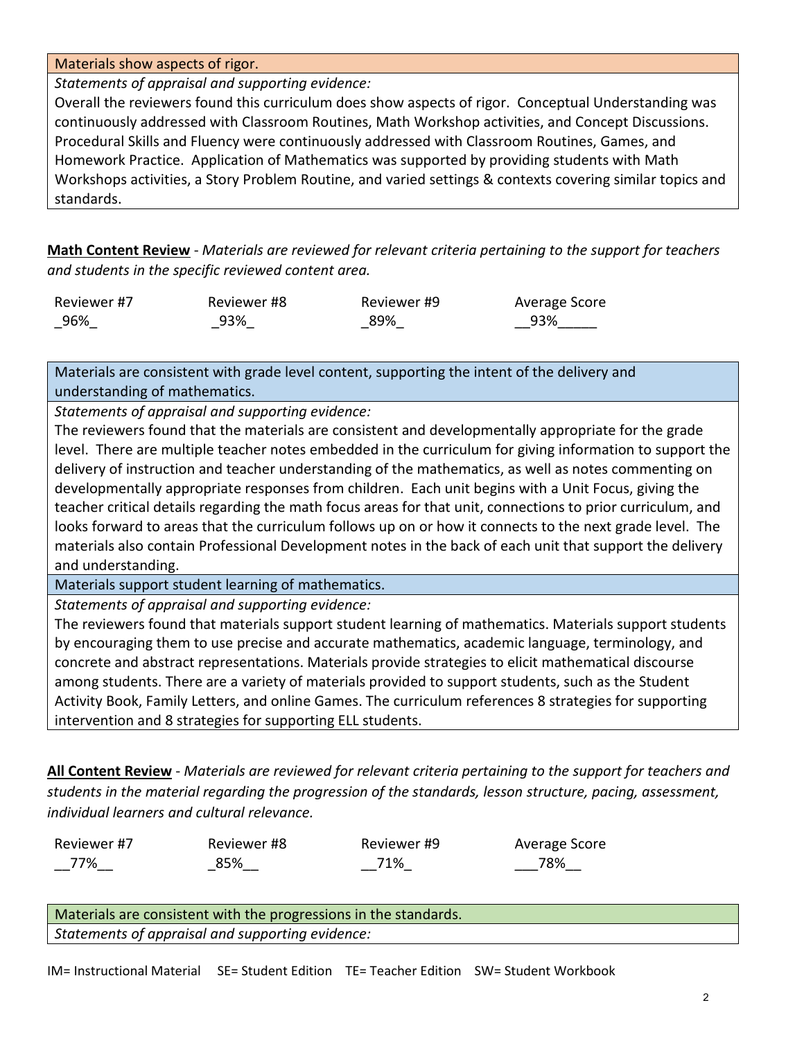| Materials show aspects of rigor. |
| --- |
| *Statements of appraisal and supporting evidence:* |
| Overall the reviewers found this curriculum does show aspects of rigor. Conceptual Understanding was continuously addressed with Classroom Routines, Math Workshop activities, and Concept Discussions. Procedural Skills and Fluency were continuously addressed with Classroom Routines, Games, and Homework Practice. Application of Mathematics was supported by providing students with Math Workshops activities, a Story Problem Routine, and varied settings & contexts covering similar topics and standards. |

**Math Content Review** - *Materials are reviewed for relevant criteria pertaining to the support for teachers and students in the specific reviewed content area.*

| Reviewer #7 | Reviewer #8 | Reviewer #9 | Average Score |
| --- | --- | --- | --- |
| _96%_ | _93%_ | _89%_ | __93%_____ |

| Materials are consistent with grade level content, supporting the intent of the delivery and understanding of mathematics. |
| --- |
| *Statements of appraisal and supporting evidence:* |
| The reviewers found that the materials are consistent and developmentally appropriate for the grade level. There are multiple teacher notes embedded in the curriculum for giving information to support the delivery of instruction and teacher understanding of the mathematics, as well as notes commenting on developmentally appropriate responses from children. Each unit begins with a Unit Focus, giving the teacher critical details regarding the math focus areas for that unit, connections to prior curriculum, and looks forward to areas that the curriculum follows up on or how it connects to the next grade level. The materials also contain Professional Development notes in the back of each unit that support the delivery and understanding. |
| Materials support student learning of mathematics. |
| *Statements of appraisal and supporting evidence:* |
| The reviewers found that materials support student learning of mathematics. Materials support students by encouraging them to use precise and accurate mathematics, academic language, terminology, and concrete and abstract representations. Materials provide strategies to elicit mathematical discourse among students. There are a variety of materials provided to support students, such as the Student Activity Book, Family Letters, and online Games. The curriculum references 8 strategies for supporting intervention and 8 strategies for supporting ELL students. |

**All Content Review** - *Materials are reviewed for relevant criteria pertaining to the support for teachers and students in the material regarding the progression of the standards, lesson structure, pacing, assessment, individual learners and cultural relevance.*

| Reviewer #7 | Reviewer #8 | Reviewer #9 | Average Score |
| --- | --- | --- | --- |
| __77%__ | _85%__ | __71%_ | ___78%__ |

| Materials are consistent with the progressions in the standards. |
| --- |
| *Statements of appraisal and supporting evidence:* |

IM= Instructional Material SE= Student Edition TE= Teacher Edition SW= Student Workbook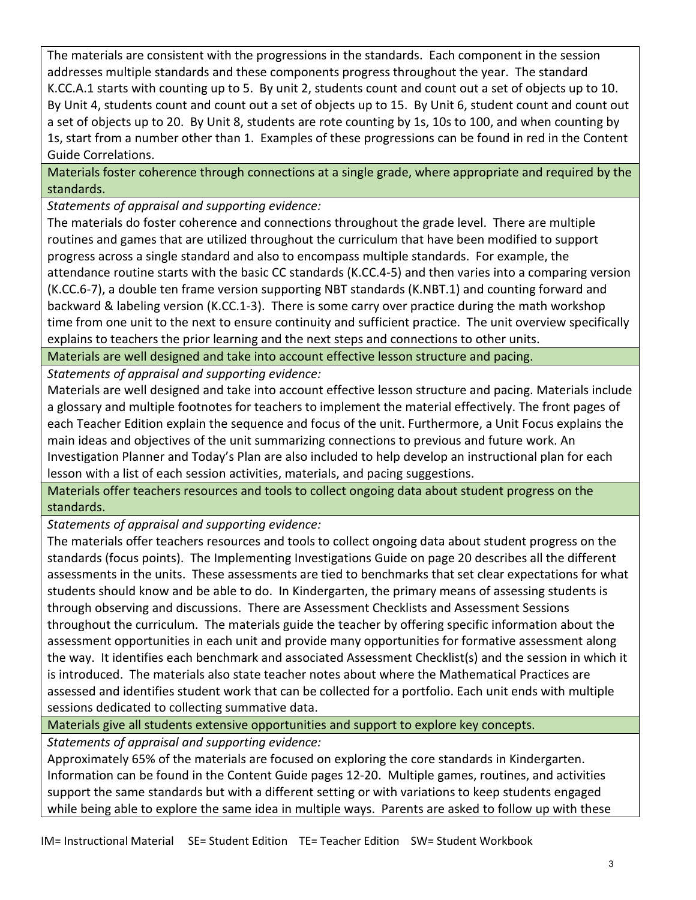The materials are consistent with the progressions in the standards. Each component in the session addresses multiple standards and these components progress throughout the year. The standard K.CC.A.1 starts with counting up to 5. By unit 2, students count and count out a set of objects up to 10. By Unit 4, students count and count out a set of objects up to 15. By Unit 6, student count and count out a set of objects up to 20. By Unit 8, students are rote counting by 1s, 10s to 100, and when counting by 1s, start from a number other than 1. Examples of these progressions can be found in red in the Content Guide Correlations.

Materials foster coherence through connections at a single grade, where appropriate and required by the standards.

*Statements of appraisal and supporting evidence:*

The materials do foster coherence and connections throughout the grade level. There are multiple routines and games that are utilized throughout the curriculum that have been modified to support progress across a single standard and also to encompass multiple standards. For example, the attendance routine starts with the basic CC standards (K.CC.4-5) and then varies into a comparing version (K.CC.6-7), a double ten frame version supporting NBT standards (K.NBT.1) and counting forward and backward & labeling version (K.CC.1-3). There is some carry over practice during the math workshop time from one unit to the next to ensure continuity and sufficient practice. The unit overview specifically explains to teachers the prior learning and the next steps and connections to other units.

Materials are well designed and take into account effective lesson structure and pacing.

*Statements of appraisal and supporting evidence:*

Materials are well designed and take into account effective lesson structure and pacing. Materials include a glossary and multiple footnotes for teachers to implement the material effectively. The front pages of each Teacher Edition explain the sequence and focus of the unit. Furthermore, a Unit Focus explains the main ideas and objectives of the unit summarizing connections to previous and future work. An Investigation Planner and Today's Plan are also included to help develop an instructional plan for each lesson with a list of each session activities, materials, and pacing suggestions.

Materials offer teachers resources and tools to collect ongoing data about student progress on the standards.

*Statements of appraisal and supporting evidence:*

The materials offer teachers resources and tools to collect ongoing data about student progress on the standards (focus points). The Implementing Investigations Guide on page 20 describes all the different assessments in the units. These assessments are tied to benchmarks that set clear expectations for what students should know and be able to do. In Kindergarten, the primary means of assessing students is through observing and discussions. There are Assessment Checklists and Assessment Sessions throughout the curriculum. The materials guide the teacher by offering specific information about the assessment opportunities in each unit and provide many opportunities for formative assessment along the way. It identifies each benchmark and associated Assessment Checklist(s) and the session in which it is introduced. The materials also state teacher notes about where the Mathematical Practices are assessed and identifies student work that can be collected for a portfolio. Each unit ends with multiple sessions dedicated to collecting summative data.

Materials give all students extensive opportunities and support to explore key concepts.

*Statements of appraisal and supporting evidence:*

Approximately 65% of the materials are focused on exploring the core standards in Kindergarten. Information can be found in the Content Guide pages 12-20. Multiple games, routines, and activities support the same standards but with a different setting or with variations to keep students engaged while being able to explore the same idea in multiple ways. Parents are asked to follow up with these

IM= Instructional Material SE= Student Edition TE= Teacher Edition SW= Student Workbook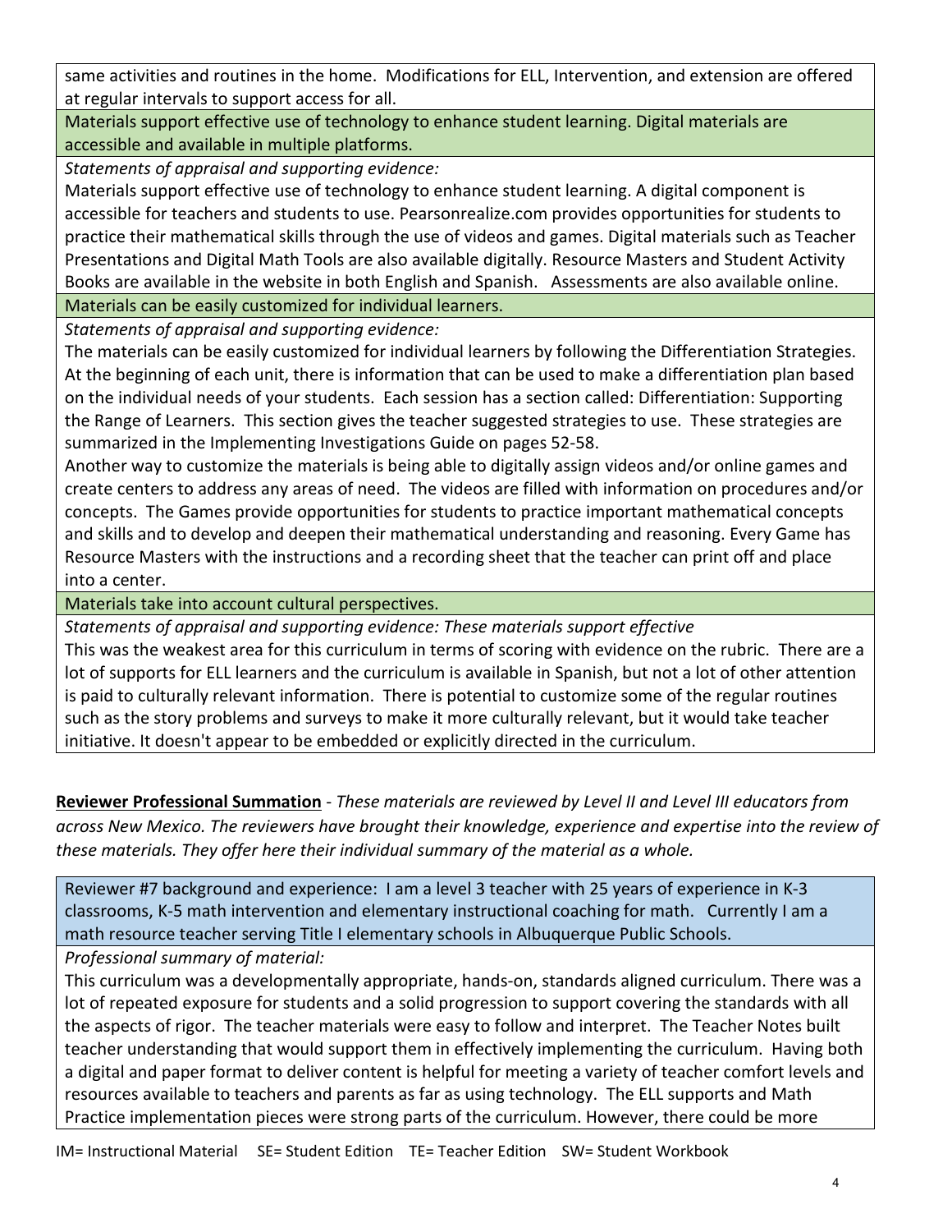same activities and routines in the home. Modifications for ELL, Intervention, and extension are offered at regular intervals to support access for all.

**Materials support effective use of technology to enhance student learning. Digital materials are accessible and available in multiple platforms.**

*Statements of appraisal and supporting evidence:*

Materials support effective use of technology to enhance student learning. A digital component is accessible for teachers and students to use. Pearsonrealize.com provides opportunities for students to practice their mathematical skills through the use of videos and games. Digital materials such as Teacher Presentations and Digital Math Tools are also available digitally. Resource Masters and Student Activity Books are available in the website in both English and Spanish. Assessments are also available online.

**Materials can be easily customized for individual learners.**

*Statements of appraisal and supporting evidence:*

The materials can be easily customized for individual learners by following the Differentiation Strategies. At the beginning of each unit, there is information that can be used to make a differentiation plan based on the individual needs of your students. Each session has a section called: Differentiation: Supporting the Range of Learners. This section gives the teacher suggested strategies to use. These strategies are summarized in the Implementing Investigations Guide on pages 52-58.

Another way to customize the materials is being able to digitally assign videos and/or online games and create centers to address any areas of need. The videos are filled with information on procedures and/or concepts. The Games provide opportunities for students to practice important mathematical concepts and skills and to develop and deepen their mathematical understanding and reasoning. Every Game has Resource Masters with the instructions and a recording sheet that the teacher can print off and place into a center.

**Materials take into account cultural perspectives.**

*Statements of appraisal and supporting evidence: These materials support effective*

This was the weakest area for this curriculum in terms of scoring with evidence on the rubric. There are a lot of supports for ELL learners and the curriculum is available in Spanish, but not a lot of other attention is paid to culturally relevant information. There is potential to customize some of the regular routines such as the story problems and surveys to make it more culturally relevant, but it would take teacher initiative. It doesn't appear to be embedded or explicitly directed in the curriculum.

**Reviewer Professional Summation** - *These materials are reviewed by Level II and Level III educators from across New Mexico. The reviewers have brought their knowledge, experience and expertise into the review of these materials. They offer here their individual summary of the material as a whole.*

Reviewer #7 background and experience: I am a level 3 teacher with 25 years of experience in K-3 classrooms, K-5 math intervention and elementary instructional coaching for math. Currently I am a math resource teacher serving Title I elementary schools in Albuquerque Public Schools.

*Professional summary of material:*

This curriculum was a developmentally appropriate, hands-on, standards aligned curriculum. There was a lot of repeated exposure for students and a solid progression to support covering the standards with all the aspects of rigor. The teacher materials were easy to follow and interpret. The Teacher Notes built teacher understanding that would support them in effectively implementing the curriculum. Having both a digital and paper format to deliver content is helpful for meeting a variety of teacher comfort levels and resources available to teachers and parents as far as using technology. The ELL supports and Math Practice implementation pieces were strong parts of the curriculum. However, there could be more

IM= Instructional Material SE= Student Edition TE= Teacher Edition SW= Student Workbook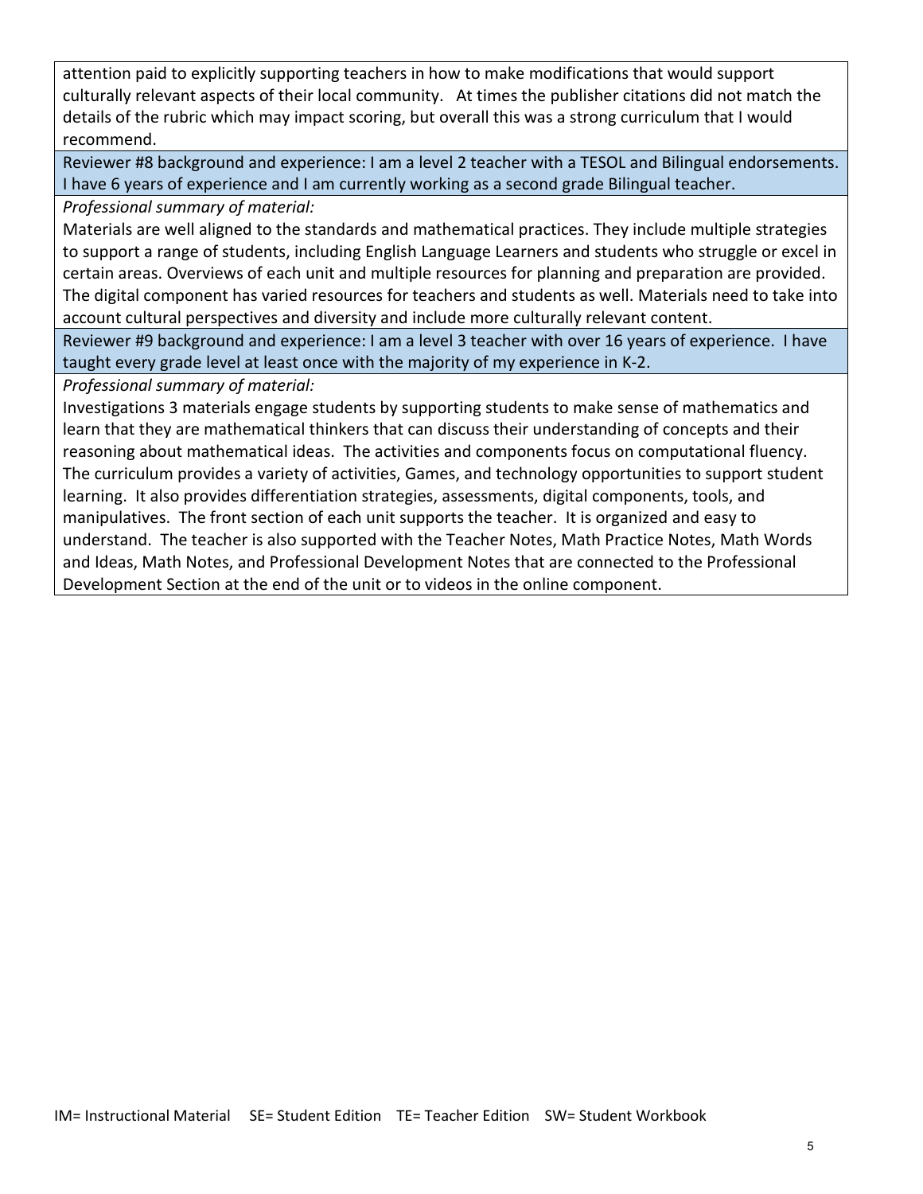attention paid to explicitly supporting teachers in how to make modifications that would support culturally relevant aspects of their local community. At times the publisher citations did not match the details of the rubric which may impact scoring, but overall this was a strong curriculum that I would recommend.

Reviewer #8 background and experience: I am a level 2 teacher with a TESOL and Bilingual endorsements. I have 6 years of experience and I am currently working as a second grade Bilingual teacher.

*Professional summary of material:*

Materials are well aligned to the standards and mathematical practices. They include multiple strategies to support a range of students, including English Language Learners and students who struggle or excel in certain areas. Overviews of each unit and multiple resources for planning and preparation are provided. The digital component has varied resources for teachers and students as well. Materials need to take into account cultural perspectives and diversity and include more culturally relevant content.

Reviewer #9 background and experience: I am a level 3 teacher with over 16 years of experience. I have taught every grade level at least once with the majority of my experience in K-2.

*Professional summary of material:*

Investigations 3 materials engage students by supporting students to make sense of mathematics and learn that they are mathematical thinkers that can discuss their understanding of concepts and their reasoning about mathematical ideas. The activities and components focus on computational fluency. The curriculum provides a variety of activities, Games, and technology opportunities to support student learning. It also provides differentiation strategies, assessments, digital components, tools, and manipulatives. The front section of each unit supports the teacher. It is organized and easy to understand. The teacher is also supported with the Teacher Notes, Math Practice Notes, Math Words and Ideas, Math Notes, and Professional Development Notes that are connected to the Professional Development Section at the end of the unit or to videos in the online component.

IM= Instructional Material SE= Student Edition TE= Teacher Edition SW= Student Workbook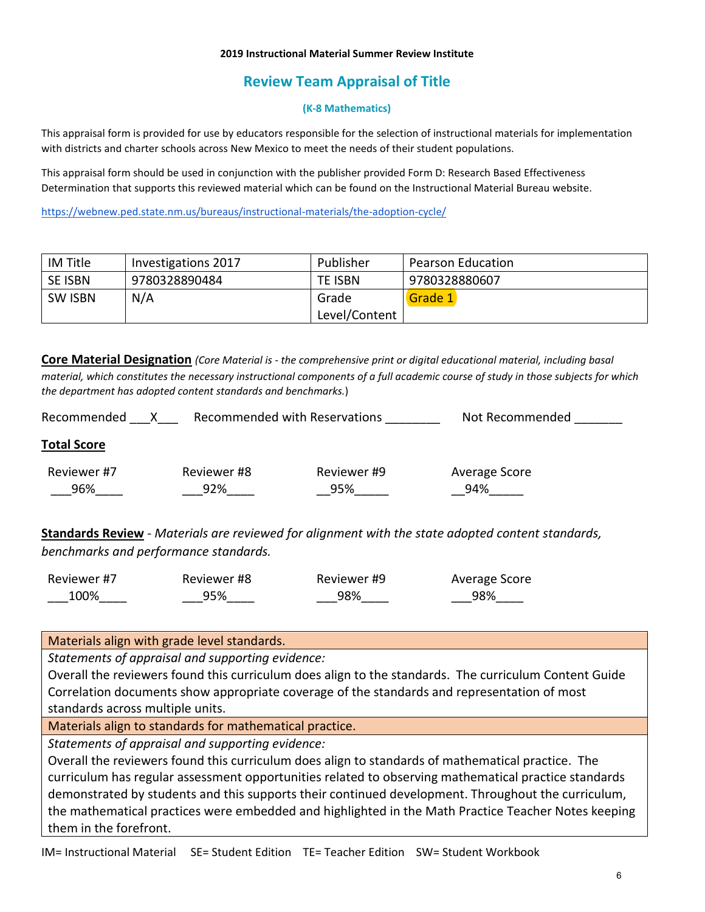**2019 Instructional Material Summer Review Institute**

## Review Team Appraisal of Title

**(K-8 Mathematics)**

This appraisal form is provided for use by educators responsible for the selection of instructional materials for implementation with districts and charter schools across New Mexico to meet the needs of their student populations.

This appraisal form should be used in conjunction with the publisher provided Form D: Research Based Effectiveness Determination that supports this reviewed material which can be found on the Instructional Material Bureau website.

https://webnew.ped.state.nm.us/bureaus/instructional-materials/the-adoption-cycle/

| IM Title | Investigations 2017 | Publisher | Pearson Education |
|---|---|---|---|
| SE ISBN | 9780328890484 | TE ISBN | 9780328880607 |
| SW ISBN | N/A | Grade Level/Content | Grade 1 |

**Core Material Designation** *(Core Material is - the comprehensive print or digital educational material, including basal material, which constitutes the necessary instructional components of a full academic course of study in those subjects for which the department has adopted content standards and benchmarks.)*

Recommended \_\_\_X\_\_\_ Recommended with Reservations \_\_\_\_\_\_\_\_ Not Recommended \_\_\_\_\_\_\_

**Total Score**

| Reviewer #7 | Reviewer #8 | Reviewer #9 | Average Score |
|---|---|---|---|
| 96% | 92% | 95% | 94% |

**Standards Review** - *Materials are reviewed for alignment with the state adopted content standards, benchmarks and performance standards.*

| Reviewer #7 | Reviewer #8 | Reviewer #9 | Average Score |
|---|---|---|---|
| 100% | 95% | 98% | 98% |

| Materials align with grade level standards. |
|---|
| *Statements of appraisal and supporting evidence:* Overall the reviewers found this curriculum does align to the standards. The curriculum Content Guide Correlation documents show appropriate coverage of the standards and representation of most standards across multiple units. |
| Materials align to standards for mathematical practice. |
| *Statements of appraisal and supporting evidence:* Overall the reviewers found this curriculum does align to standards of mathematical practice. The curriculum has regular assessment opportunities related to observing mathematical practice standards demonstrated by students and this supports their continued development. Throughout the curriculum, the mathematical practices were embedded and highlighted in the Math Practice Teacher Notes keeping them in the forefront. |

IM= Instructional Material SE= Student Edition TE= Teacher Edition SW= Student Workbook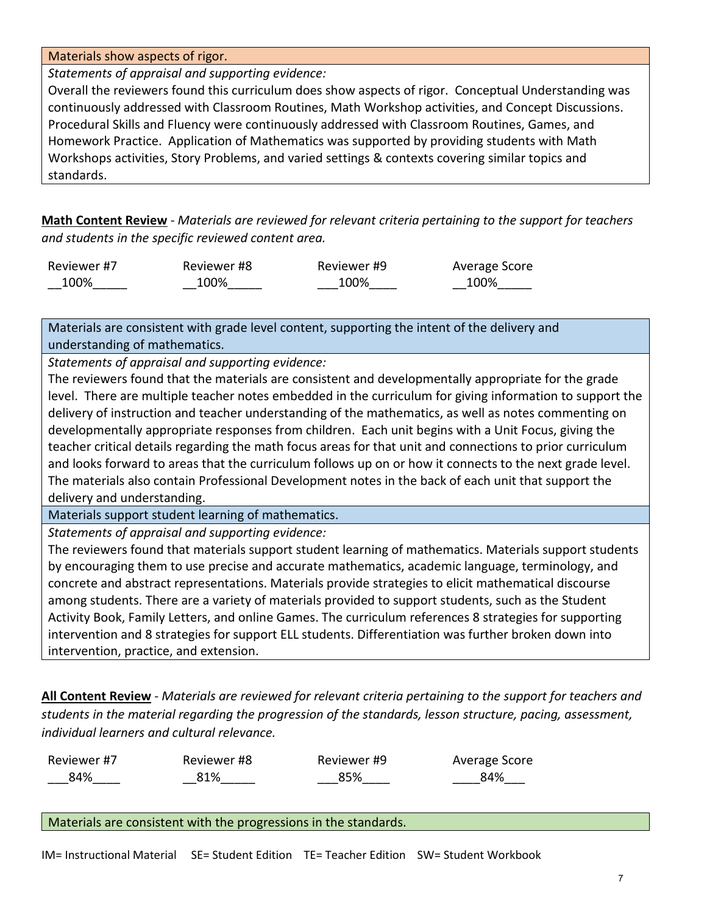| Materials show aspects of rigor. |
|---|
| *Statements of appraisal and supporting evidence:* |
| Overall the reviewers found this curriculum does show aspects of rigor. Conceptual Understanding was continuously addressed with Classroom Routines, Math Workshop activities, and Concept Discussions. Procedural Skills and Fluency were continuously addressed with Classroom Routines, Games, and Homework Practice. Application of Mathematics was supported by providing students with Math Workshops activities, Story Problems, and varied settings & contexts covering similar topics and standards. |

**Math Content Review** - *Materials are reviewed for relevant criteria pertaining to the support for teachers and students in the specific reviewed content area.*

| Reviewer #7 | Reviewer #8 | Reviewer #9 | Average Score |
|---|---|---|---|
| 100% | 100% | 100% | 100% |

| Materials are consistent with grade level content, supporting the intent of the delivery and understanding of mathematics. |
|---|
| *Statements of appraisal and supporting evidence:* |
| The reviewers found that the materials are consistent and developmentally appropriate for the grade level. There are multiple teacher notes embedded in the curriculum for giving information to support the delivery of instruction and teacher understanding of the mathematics, as well as notes commenting on developmentally appropriate responses from children. Each unit begins with a Unit Focus, giving the teacher critical details regarding the math focus areas for that unit and connections to prior curriculum and looks forward to areas that the curriculum follows up on or how it connects to the next grade level. The materials also contain Professional Development notes in the back of each unit that support the delivery and understanding. |
| Materials support student learning of mathematics. |
| *Statements of appraisal and supporting evidence:* |
| The reviewers found that materials support student learning of mathematics. Materials support students by encouraging them to use precise and accurate mathematics, academic language, terminology, and concrete and abstract representations. Materials provide strategies to elicit mathematical discourse among students. There are a variety of materials provided to support students, such as the Student Activity Book, Family Letters, and online Games. The curriculum references 8 strategies for supporting intervention and 8 strategies for support ELL students. Differentiation was further broken down into intervention, practice, and extension. |

**All Content Review** - *Materials are reviewed for relevant criteria pertaining to the support for teachers and students in the material regarding the progression of the standards, lesson structure, pacing, assessment, individual learners and cultural relevance.*

| Reviewer #7 | Reviewer #8 | Reviewer #9 | Average Score |
|---|---|---|---|
| 84% | 81% | 85% | 84% |

| Materials are consistent with the progressions in the standards. |
|---|

IM= Instructional Material SE= Student Edition TE= Teacher Edition SW= Student Workbook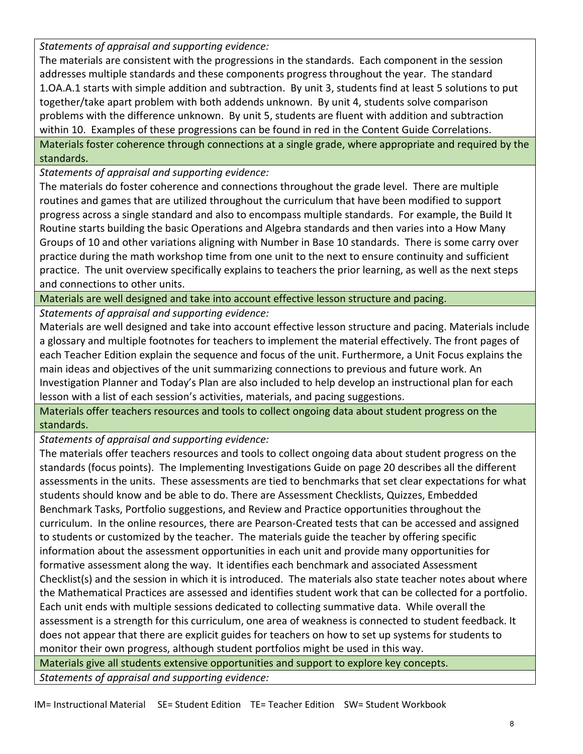*Statements of appraisal and supporting evidence:*

The materials are consistent with the progressions in the standards. Each component in the session addresses multiple standards and these components progress throughout the year. The standard 1.OA.A.1 starts with simple addition and subtraction. By unit 3, students find at least 5 solutions to put together/take apart problem with both addends unknown. By unit 4, students solve comparison problems with the difference unknown. By unit 5, students are fluent with addition and subtraction within 10. Examples of these progressions can be found in red in the Content Guide Correlations.

**Materials foster coherence through connections at a single grade, where appropriate and required by the standards.**

*Statements of appraisal and supporting evidence:*

The materials do foster coherence and connections throughout the grade level. There are multiple routines and games that are utilized throughout the curriculum that have been modified to support progress across a single standard and also to encompass multiple standards. For example, the Build It Routine starts building the basic Operations and Algebra standards and then varies into a How Many Groups of 10 and other variations aligning with Number in Base 10 standards. There is some carry over practice during the math workshop time from one unit to the next to ensure continuity and sufficient practice. The unit overview specifically explains to teachers the prior learning, as well as the next steps and connections to other units.

**Materials are well designed and take into account effective lesson structure and pacing.**

*Statements of appraisal and supporting evidence:*

Materials are well designed and take into account effective lesson structure and pacing. Materials include a glossary and multiple footnotes for teachers to implement the material effectively. The front pages of each Teacher Edition explain the sequence and focus of the unit. Furthermore, a Unit Focus explains the main ideas and objectives of the unit summarizing connections to previous and future work. An Investigation Planner and Today's Plan are also included to help develop an instructional plan for each lesson with a list of each session's activities, materials, and pacing suggestions.

**Materials offer teachers resources and tools to collect ongoing data about student progress on the standards.**

*Statements of appraisal and supporting evidence:*

The materials offer teachers resources and tools to collect ongoing data about student progress on the standards (focus points). The Implementing Investigations Guide on page 20 describes all the different assessments in the units. These assessments are tied to benchmarks that set clear expectations for what students should know and be able to do. There are Assessment Checklists, Quizzes, Embedded Benchmark Tasks, Portfolio suggestions, and Review and Practice opportunities throughout the curriculum. In the online resources, there are Pearson-Created tests that can be accessed and assigned to students or customized by the teacher. The materials guide the teacher by offering specific information about the assessment opportunities in each unit and provide many opportunities for formative assessment along the way. It identifies each benchmark and associated Assessment Checklist(s) and the session in which it is introduced. The materials also state teacher notes about where the Mathematical Practices are assessed and identifies student work that can be collected for a portfolio. Each unit ends with multiple sessions dedicated to collecting summative data. While overall the assessment is a strength for this curriculum, one area of weakness is connected to student feedback. It does not appear that there are explicit guides for teachers on how to set up systems for students to monitor their own progress, although student portfolios might be used in this way.

**Materials give all students extensive opportunities and support to explore key concepts.**

*Statements of appraisal and supporting evidence:*

IM= Instructional Material SE= Student Edition TE= Teacher Edition SW= Student Workbook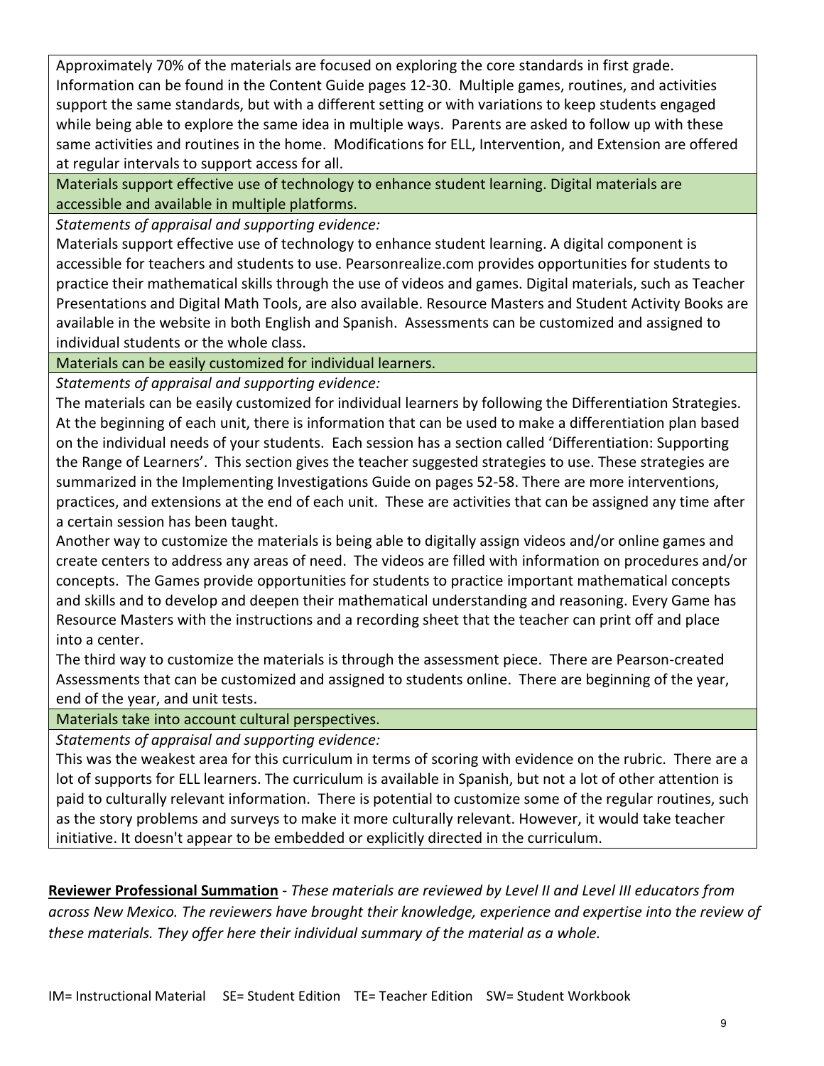Approximately 70% of the materials are focused on exploring the core standards in first grade. Information can be found in the Content Guide pages 12-30. Multiple games, routines, and activities support the same standards, but with a different setting or with variations to keep students engaged while being able to explore the same idea in multiple ways. Parents are asked to follow up with these same activities and routines in the home. Modifications for ELL, Intervention, and Extension are offered at regular intervals to support access for all.

**Materials support effective use of technology to enhance student learning. Digital materials are accessible and available in multiple platforms.**

*Statements of appraisal and supporting evidence:*

Materials support effective use of technology to enhance student learning. A digital component is accessible for teachers and students to use. Pearsonrealize.com provides opportunities for students to practice their mathematical skills through the use of videos and games. Digital materials, such as Teacher Presentations and Digital Math Tools, are also available. Resource Masters and Student Activity Books are available in the website in both English and Spanish. Assessments can be customized and assigned to individual students or the whole class.

**Materials can be easily customized for individual learners.**

*Statements of appraisal and supporting evidence:*

The materials can be easily customized for individual learners by following the Differentiation Strategies. At the beginning of each unit, there is information that can be used to make a differentiation plan based on the individual needs of your students. Each session has a section called 'Differentiation: Supporting the Range of Learners'. This section gives the teacher suggested strategies to use. These strategies are summarized in the Implementing Investigations Guide on pages 52-58. There are more interventions, practices, and extensions at the end of each unit. These are activities that can be assigned any time after a certain session has been taught.

Another way to customize the materials is being able to digitally assign videos and/or online games and create centers to address any areas of need. The videos are filled with information on procedures and/or concepts. The Games provide opportunities for students to practice important mathematical concepts and skills and to develop and deepen their mathematical understanding and reasoning. Every Game has Resource Masters with the instructions and a recording sheet that the teacher can print off and place into a center.

The third way to customize the materials is through the assessment piece. There are Pearson-created Assessments that can be customized and assigned to students online. There are beginning of the year, end of the year, and unit tests.

**Materials take into account cultural perspectives.**

*Statements of appraisal and supporting evidence:*

This was the weakest area for this curriculum in terms of scoring with evidence on the rubric. There are a lot of supports for ELL learners. The curriculum is available in Spanish, but not a lot of other attention is paid to culturally relevant information. There is potential to customize some of the regular routines, such as the story problems and surveys to make it more culturally relevant. However, it would take teacher initiative. It doesn't appear to be embedded or explicitly directed in the curriculum.

**Reviewer Professional Summation** - *These materials are reviewed by Level II and Level III educators from across New Mexico. The reviewers have brought their knowledge, experience and expertise into the review of these materials. They offer here their individual summary of the material as a whole.*

IM= Instructional Material SE= Student Edition TE= Teacher Edition SW= Student Workbook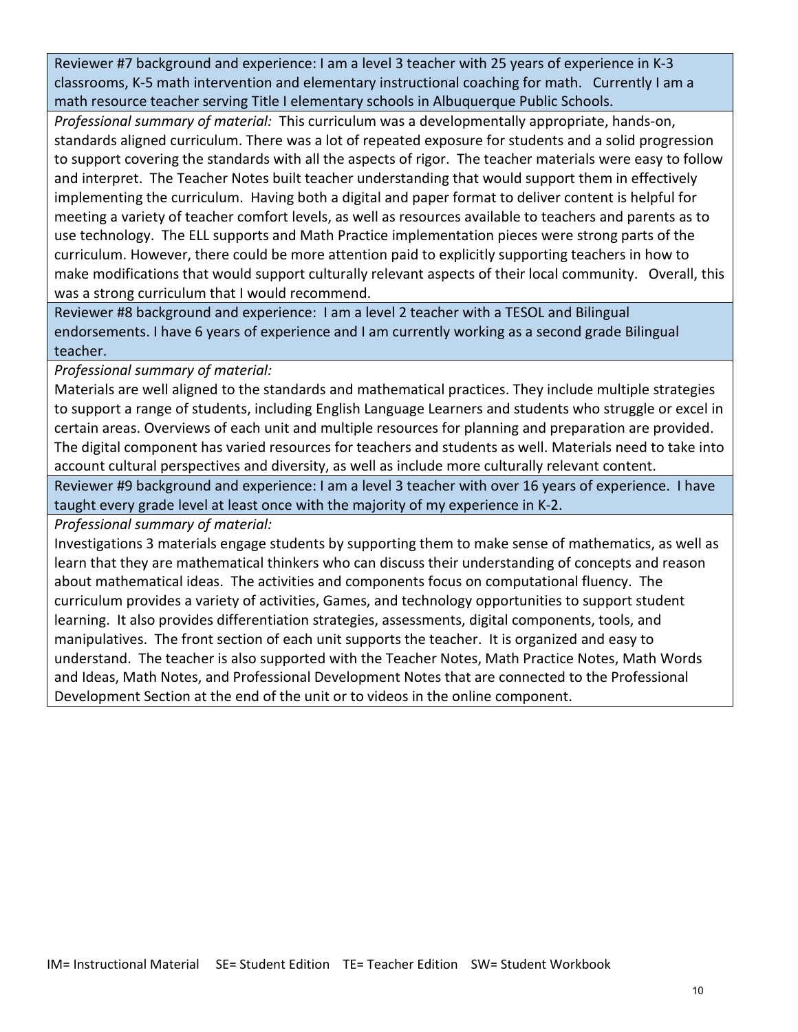Reviewer #7 background and experience: I am a level 3 teacher with 25 years of experience in K-3 classrooms, K-5 math intervention and elementary instructional coaching for math. Currently I am a math resource teacher serving Title I elementary schools in Albuquerque Public Schools.

*Professional summary of material:* This curriculum was a developmentally appropriate, hands-on, standards aligned curriculum. There was a lot of repeated exposure for students and a solid progression to support covering the standards with all the aspects of rigor. The teacher materials were easy to follow and interpret. The Teacher Notes built teacher understanding that would support them in effectively implementing the curriculum. Having both a digital and paper format to deliver content is helpful for meeting a variety of teacher comfort levels, as well as resources available to teachers and parents as to use technology. The ELL supports and Math Practice implementation pieces were strong parts of the curriculum. However, there could be more attention paid to explicitly supporting teachers in how to make modifications that would support culturally relevant aspects of their local community. Overall, this was a strong curriculum that I would recommend.

Reviewer #8 background and experience: I am a level 2 teacher with a TESOL and Bilingual endorsements. I have 6 years of experience and I am currently working as a second grade Bilingual teacher.

*Professional summary of material:*

Materials are well aligned to the standards and mathematical practices. They include multiple strategies to support a range of students, including English Language Learners and students who struggle or excel in certain areas. Overviews of each unit and multiple resources for planning and preparation are provided. The digital component has varied resources for teachers and students as well. Materials need to take into account cultural perspectives and diversity, as well as include more culturally relevant content.

Reviewer #9 background and experience: I am a level 3 teacher with over 16 years of experience. I have taught every grade level at least once with the majority of my experience in K-2.

*Professional summary of material:*

Investigations 3 materials engage students by supporting them to make sense of mathematics, as well as learn that they are mathematical thinkers who can discuss their understanding of concepts and reason about mathematical ideas. The activities and components focus on computational fluency. The curriculum provides a variety of activities, Games, and technology opportunities to support student learning. It also provides differentiation strategies, assessments, digital components, tools, and manipulatives. The front section of each unit supports the teacher. It is organized and easy to understand. The teacher is also supported with the Teacher Notes, Math Practice Notes, Math Words and Ideas, Math Notes, and Professional Development Notes that are connected to the Professional Development Section at the end of the unit or to videos in the online component.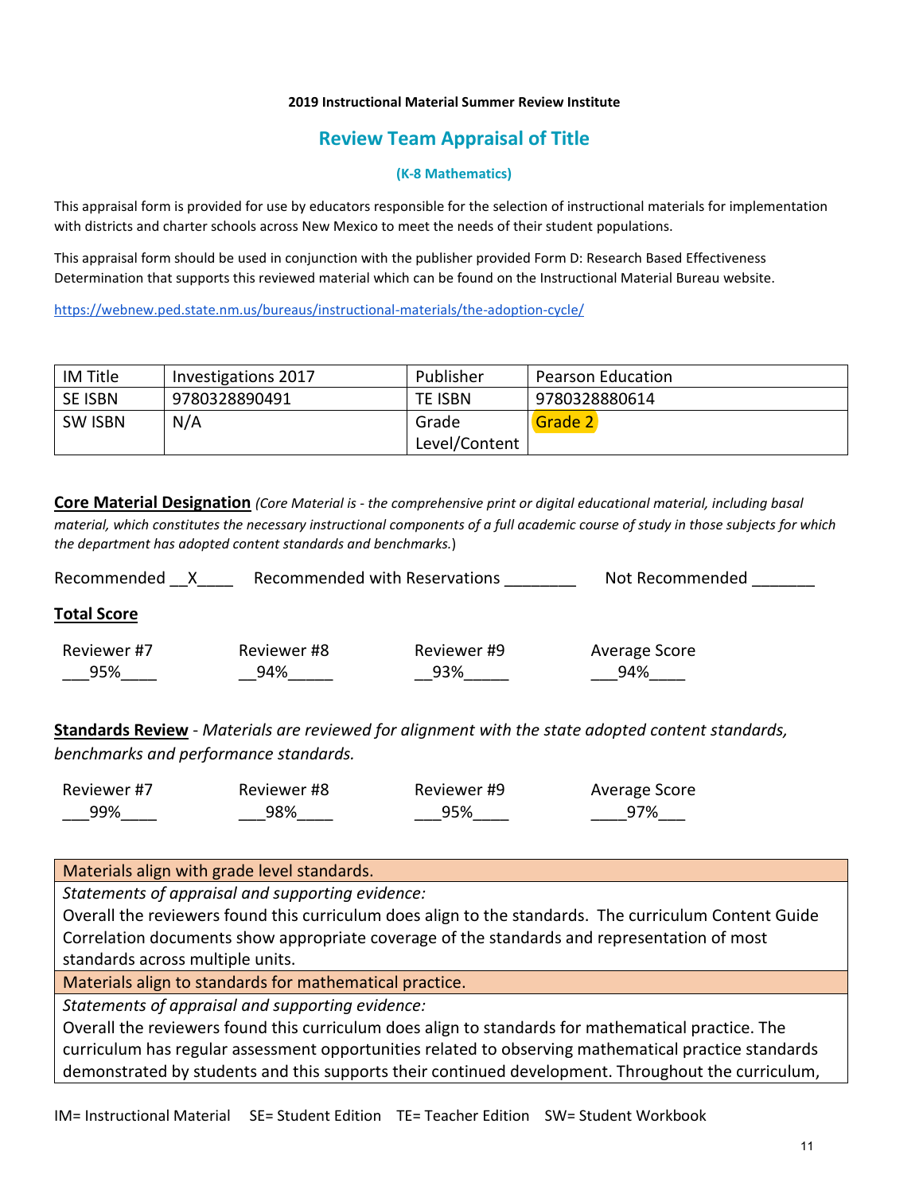**2019 Instructional Material Summer Review Institute**

## Review Team Appraisal of Title

**(K-8 Mathematics)**

This appraisal form is provided for use by educators responsible for the selection of instructional materials for implementation with districts and charter schools across New Mexico to meet the needs of their student populations.

This appraisal form should be used in conjunction with the publisher provided Form D: Research Based Effectiveness Determination that supports this reviewed material which can be found on the Instructional Material Bureau website.

https://webnew.ped.state.nm.us/bureaus/instructional-materials/the-adoption-cycle/

| IM Title | Investigations 2017 | Publisher | Pearson Education |
|---|---|---|---|
| SE ISBN | 9780328890491 | TE ISBN | 9780328880614 |
| SW ISBN | N/A | Grade Level/Content | Grade 2 |

**Core Material Designation** *(Core Material is - the comprehensive print or digital educational material, including basal material, which constitutes the necessary instructional components of a full academic course of study in those subjects for which the department has adopted content standards and benchmarks.*)

Recommended __X____ Recommended with Reservations ________ Not Recommended _______

**Total Score**

| Reviewer #7 | Reviewer #8 | Reviewer #9 | Average Score |
|---|---|---|---|
| 95% | 94% | 93% | 94% |

**Standards Review** - *Materials are reviewed for alignment with the state adopted content standards, benchmarks and performance standards.*

| Reviewer #7 | Reviewer #8 | Reviewer #9 | Average Score |
|---|---|---|---|
| 99% | 98% | 95% | 97% |

| Materials align with grade level standards. |
|---|
| *Statements of appraisal and supporting evidence:* Overall the reviewers found this curriculum does align to the standards. The curriculum Content Guide Correlation documents show appropriate coverage of the standards and representation of most standards across multiple units. |
| Materials align to standards for mathematical practice. |
| *Statements of appraisal and supporting evidence:* Overall the reviewers found this curriculum does align to standards for mathematical practice. The curriculum has regular assessment opportunities related to observing mathematical practice standards demonstrated by students and this supports their continued development. Throughout the curriculum, |

IM= Instructional Material SE= Student Edition TE= Teacher Edition SW= Student Workbook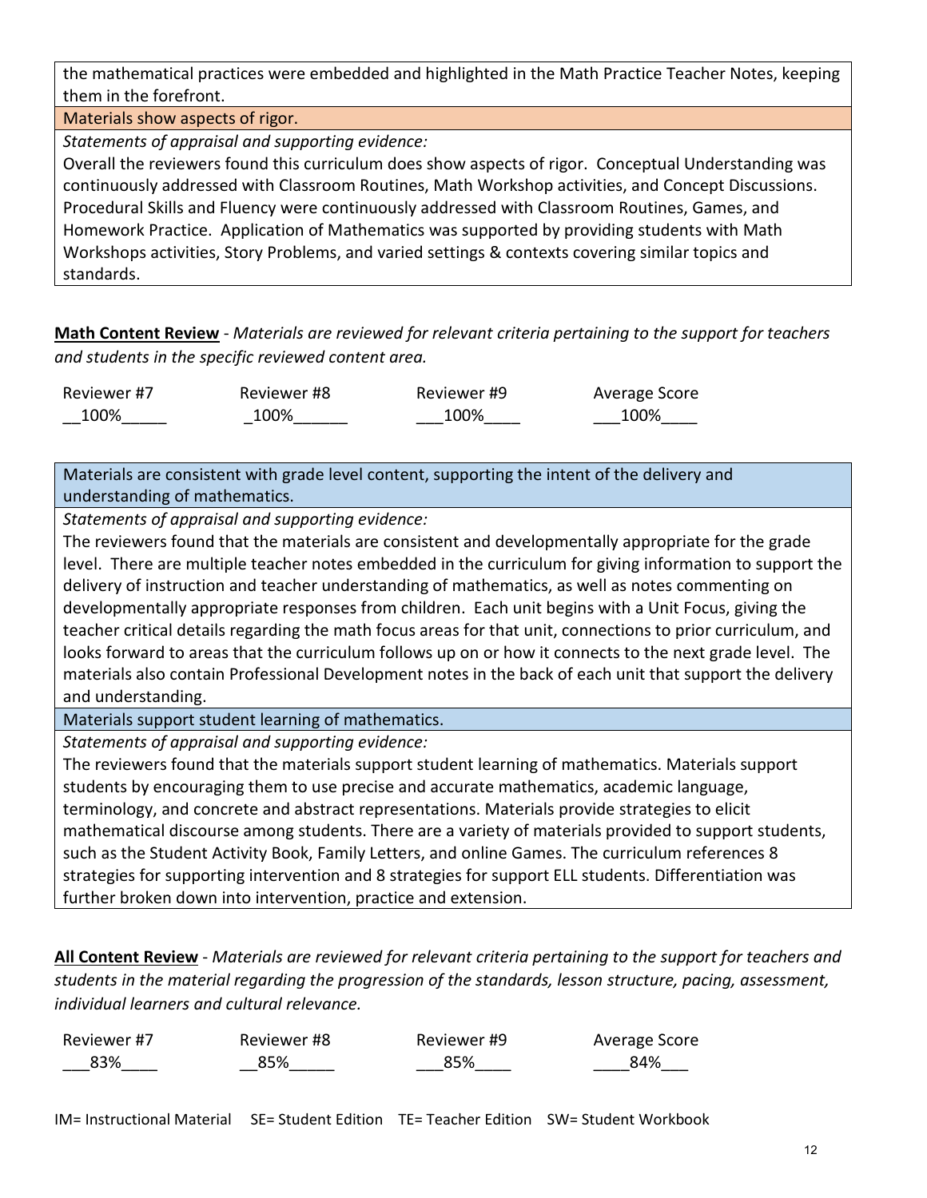the mathematical practices were embedded and highlighted in the Math Practice Teacher Notes, keeping them in the forefront.

| Materials show aspects of rigor. |
| --- |
| *Statements of appraisal and supporting evidence:* Overall the reviewers found this curriculum does show aspects of rigor. Conceptual Understanding was continuously addressed with Classroom Routines, Math Workshop activities, and Concept Discussions. Procedural Skills and Fluency were continuously addressed with Classroom Routines, Games, and Homework Practice. Application of Mathematics was supported by providing students with Math Workshops activities, Story Problems, and varied settings & contexts covering similar topics and standards. |

**Math Content Review** - *Materials are reviewed for relevant criteria pertaining to the support for teachers and students in the specific reviewed content area.*

| Reviewer #7 | Reviewer #8 | Reviewer #9 | Average Score |
| --- | --- | --- | --- |
| 100% | 100% | 100% | 100% |

| Materials are consistent with grade level content, supporting the intent of the delivery and understanding of mathematics. |
| --- |
| *Statements of appraisal and supporting evidence:* The reviewers found that the materials are consistent and developmentally appropriate for the grade level. There are multiple teacher notes embedded in the curriculum for giving information to support the delivery of instruction and teacher understanding of mathematics, as well as notes commenting on developmentally appropriate responses from children. Each unit begins with a Unit Focus, giving the teacher critical details regarding the math focus areas for that unit, connections to prior curriculum, and looks forward to areas that the curriculum follows up on or how it connects to the next grade level. The materials also contain Professional Development notes in the back of each unit that support the delivery and understanding. |
| Materials support student learning of mathematics. |
| *Statements of appraisal and supporting evidence:* The reviewers found that the materials support student learning of mathematics. Materials support students by encouraging them to use precise and accurate mathematics, academic language, terminology, and concrete and abstract representations. Materials provide strategies to elicit mathematical discourse among students. There are a variety of materials provided to support students, such as the Student Activity Book, Family Letters, and online Games. The curriculum references 8 strategies for supporting intervention and 8 strategies for support ELL students. Differentiation was further broken down into intervention, practice and extension. |

**All Content Review** - *Materials are reviewed for relevant criteria pertaining to the support for teachers and students in the material regarding the progression of the standards, lesson structure, pacing, assessment, individual learners and cultural relevance.*

| Reviewer #7 | Reviewer #8 | Reviewer #9 | Average Score |
| --- | --- | --- | --- |
| 83% | 85% | 85% | 84% |

IM= Instructional Material SE= Student Edition TE= Teacher Edition SW= Student Workbook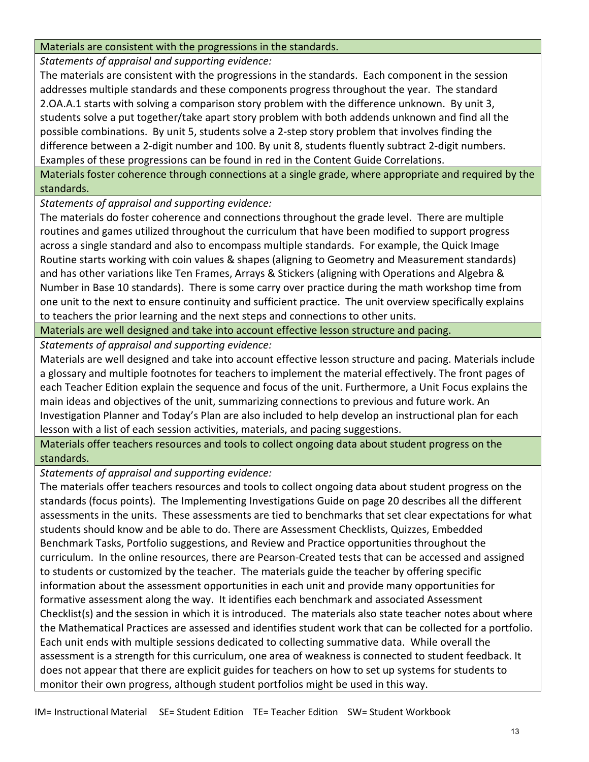| Materials are consistent with the progressions in the standards. |
| --- |
| *Statements of appraisal and supporting evidence:*<br>The materials are consistent with the progressions in the standards. Each component in the session addresses multiple standards and these components progress throughout the year. The standard 2.OA.A.1 starts with solving a comparison story problem with the difference unknown. By unit 3, students solve a put together/take apart story problem with both addends unknown and find all the possible combinations. By unit 5, students solve a 2-step story problem that involves finding the difference between a 2-digit number and 100. By unit 8, students fluently subtract 2-digit numbers. Examples of these progressions can be found in red in the Content Guide Correlations. |
| Materials foster coherence through connections at a single grade, where appropriate and required by the standards. |
| *Statements of appraisal and supporting evidence:*<br>The materials do foster coherence and connections throughout the grade level. There are multiple routines and games utilized throughout the curriculum that have been modified to support progress across a single standard and also to encompass multiple standards. For example, the Quick Image Routine starts working with coin values & shapes (aligning to Geometry and Measurement standards) and has other variations like Ten Frames, Arrays & Stickers (aligning with Operations and Algebra & Number in Base 10 standards). There is some carry over practice during the math workshop time from one unit to the next to ensure continuity and sufficient practice. The unit overview specifically explains to teachers the prior learning and the next steps and connections to other units. |
| Materials are well designed and take into account effective lesson structure and pacing. |
| *Statements of appraisal and supporting evidence:*<br>Materials are well designed and take into account effective lesson structure and pacing. Materials include a glossary and multiple footnotes for teachers to implement the material effectively. The front pages of each Teacher Edition explain the sequence and focus of the unit. Furthermore, a Unit Focus explains the main ideas and objectives of the unit, summarizing connections to previous and future work. An Investigation Planner and Today's Plan are also included to help develop an instructional plan for each lesson with a list of each session activities, materials, and pacing suggestions. |
| Materials offer teachers resources and tools to collect ongoing data about student progress on the standards. |
| *Statements of appraisal and supporting evidence:*<br>The materials offer teachers resources and tools to collect ongoing data about student progress on the standards (focus points). The Implementing Investigations Guide on page 20 describes all the different assessments in the units. These assessments are tied to benchmarks that set clear expectations for what students should know and be able to do. There are Assessment Checklists, Quizzes, Embedded Benchmark Tasks, Portfolio suggestions, and Review and Practice opportunities throughout the curriculum. In the online resources, there are Pearson-Created tests that can be accessed and assigned to students or customized by the teacher. The materials guide the teacher by offering specific information about the assessment opportunities in each unit and provide many opportunities for formative assessment along the way. It identifies each benchmark and associated Assessment Checklist(s) and the session in which it is introduced. The materials also state teacher notes about where the Mathematical Practices are assessed and identifies student work that can be collected for a portfolio. Each unit ends with multiple sessions dedicated to collecting summative data. While overall the assessment is a strength for this curriculum, one area of weakness is connected to student feedback. It does not appear that there are explicit guides for teachers on how to set up systems for students to monitor their own progress, although student portfolios might be used in this way. |

IM= Instructional Material SE= Student Edition TE= Teacher Edition SW= Student Workbook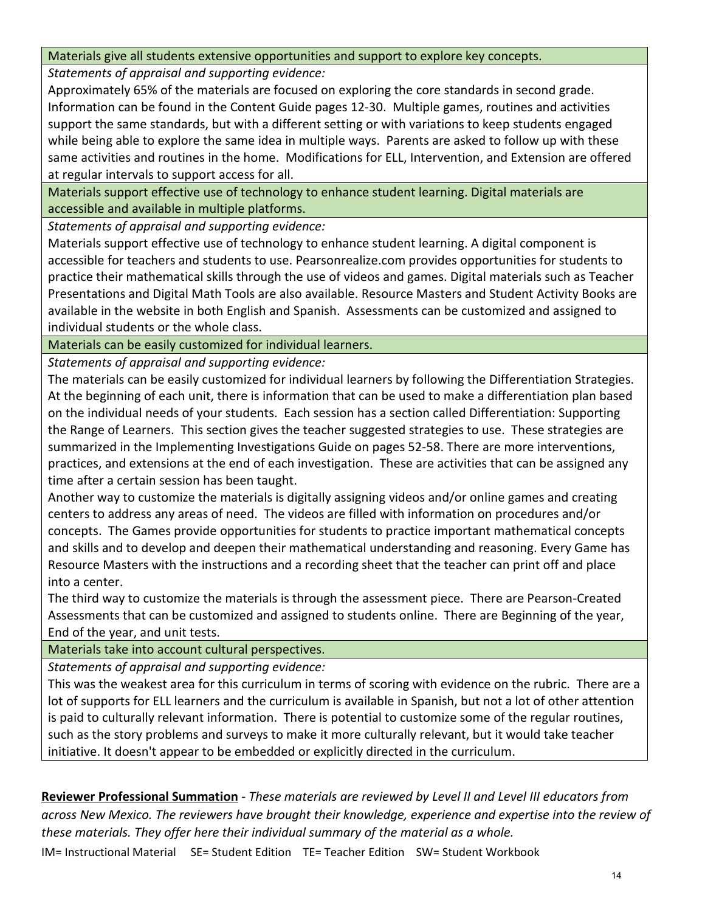| Materials give all students extensive opportunities and support to explore key concepts. |
| --- |
| *Statements of appraisal and supporting evidence:*<br>Approximately 65% of the materials are focused on exploring the core standards in second grade. Information can be found in the Content Guide pages 12-30. Multiple games, routines and activities support the same standards, but with a different setting or with variations to keep students engaged while being able to explore the same idea in multiple ways. Parents are asked to follow up with these same activities and routines in the home. Modifications for ELL, Intervention, and Extension are offered at regular intervals to support access for all. |
| Materials support effective use of technology to enhance student learning. Digital materials are accessible and available in multiple platforms. |
| *Statements of appraisal and supporting evidence:*<br>Materials support effective use of technology to enhance student learning. A digital component is accessible for teachers and students to use. Pearsonrealize.com provides opportunities for students to practice their mathematical skills through the use of videos and games. Digital materials such as Teacher Presentations and Digital Math Tools are also available. Resource Masters and Student Activity Books are available in the website in both English and Spanish. Assessments can be customized and assigned to individual students or the whole class. |
| Materials can be easily customized for individual learners. |
| *Statements of appraisal and supporting evidence:*<br>The materials can be easily customized for individual learners by following the Differentiation Strategies. At the beginning of each unit, there is information that can be used to make a differentiation plan based on the individual needs of your students. Each session has a section called Differentiation: Supporting the Range of Learners. This section gives the teacher suggested strategies to use. These strategies are summarized in the Implementing Investigations Guide on pages 52-58. There are more interventions, practices, and extensions at the end of each investigation. These are activities that can be assigned any time after a certain session has been taught.<br>Another way to customize the materials is digitally assigning videos and/or online games and creating centers to address any areas of need. The videos are filled with information on procedures and/or concepts. The Games provide opportunities for students to practice important mathematical concepts and skills and to develop and deepen their mathematical understanding and reasoning. Every Game has Resource Masters with the instructions and a recording sheet that the teacher can print off and place into a center.<br>The third way to customize the materials is through the assessment piece. There are Pearson-Created Assessments that can be customized and assigned to students online. There are Beginning of the year, End of the year, and unit tests. |
| Materials take into account cultural perspectives. |
| *Statements of appraisal and supporting evidence:*<br>This was the weakest area for this curriculum in terms of scoring with evidence on the rubric. There are a lot of supports for ELL learners and the curriculum is available in Spanish, but not a lot of other attention is paid to culturally relevant information. There is potential to customize some of the regular routines, such as the story problems and surveys to make it more culturally relevant, but it would take teacher initiative. It doesn't appear to be embedded or explicitly directed in the curriculum. |

**Reviewer Professional Summation** - *These materials are reviewed by Level II and Level III educators from across New Mexico. The reviewers have brought their knowledge, experience and expertise into the review of these materials. They offer here their individual summary of the material as a whole.*

IM= Instructional Material SE= Student Edition TE= Teacher Edition SW= Student Workbook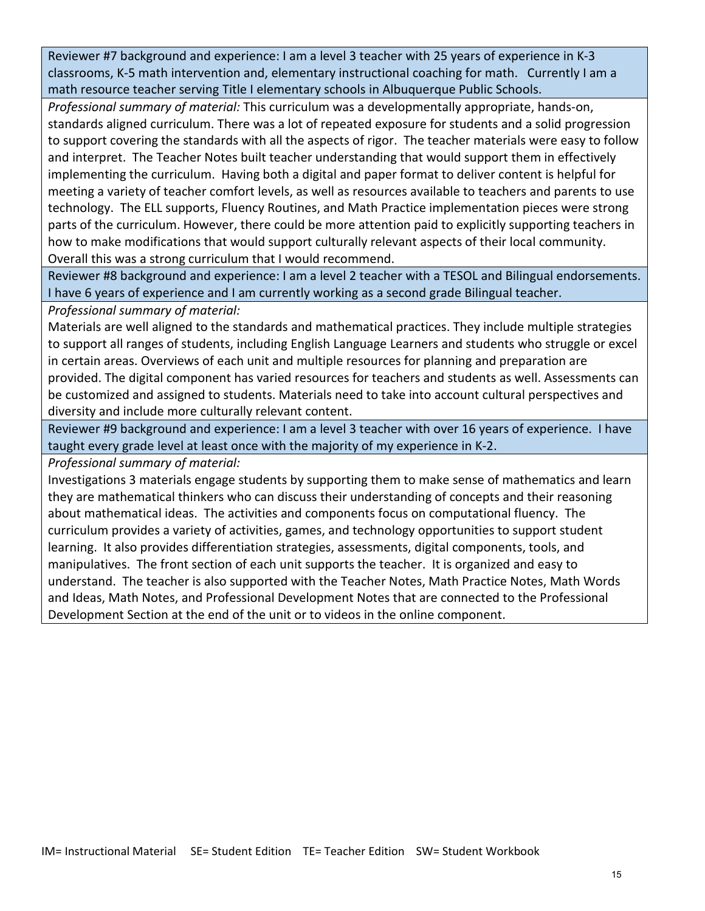Reviewer #7 background and experience: I am a level 3 teacher with 25 years of experience in K-3 classrooms, K-5 math intervention and, elementary instructional coaching for math. Currently I am a math resource teacher serving Title I elementary schools in Albuquerque Public Schools.

*Professional summary of material:* This curriculum was a developmentally appropriate, hands-on, standards aligned curriculum. There was a lot of repeated exposure for students and a solid progression to support covering the standards with all the aspects of rigor. The teacher materials were easy to follow and interpret. The Teacher Notes built teacher understanding that would support them in effectively implementing the curriculum. Having both a digital and paper format to deliver content is helpful for meeting a variety of teacher comfort levels, as well as resources available to teachers and parents to use technology. The ELL supports, Fluency Routines, and Math Practice implementation pieces were strong parts of the curriculum. However, there could be more attention paid to explicitly supporting teachers in how to make modifications that would support culturally relevant aspects of their local community. Overall this was a strong curriculum that I would recommend.

Reviewer #8 background and experience: I am a level 2 teacher with a TESOL and Bilingual endorsements. I have 6 years of experience and I am currently working as a second grade Bilingual teacher.

*Professional summary of material:*

Materials are well aligned to the standards and mathematical practices. They include multiple strategies to support all ranges of students, including English Language Learners and students who struggle or excel in certain areas. Overviews of each unit and multiple resources for planning and preparation are provided. The digital component has varied resources for teachers and students as well. Assessments can be customized and assigned to students. Materials need to take into account cultural perspectives and diversity and include more culturally relevant content.

Reviewer #9 background and experience: I am a level 3 teacher with over 16 years of experience. I have taught every grade level at least once with the majority of my experience in K-2.

*Professional summary of material:*

Investigations 3 materials engage students by supporting them to make sense of mathematics and learn they are mathematical thinkers who can discuss their understanding of concepts and their reasoning about mathematical ideas. The activities and components focus on computational fluency. The curriculum provides a variety of activities, games, and technology opportunities to support student learning. It also provides differentiation strategies, assessments, digital components, tools, and manipulatives. The front section of each unit supports the teacher. It is organized and easy to understand. The teacher is also supported with the Teacher Notes, Math Practice Notes, Math Words and Ideas, Math Notes, and Professional Development Notes that are connected to the Professional Development Section at the end of the unit or to videos in the online component.

IM= Instructional Material SE= Student Edition TE= Teacher Edition SW= Student Workbook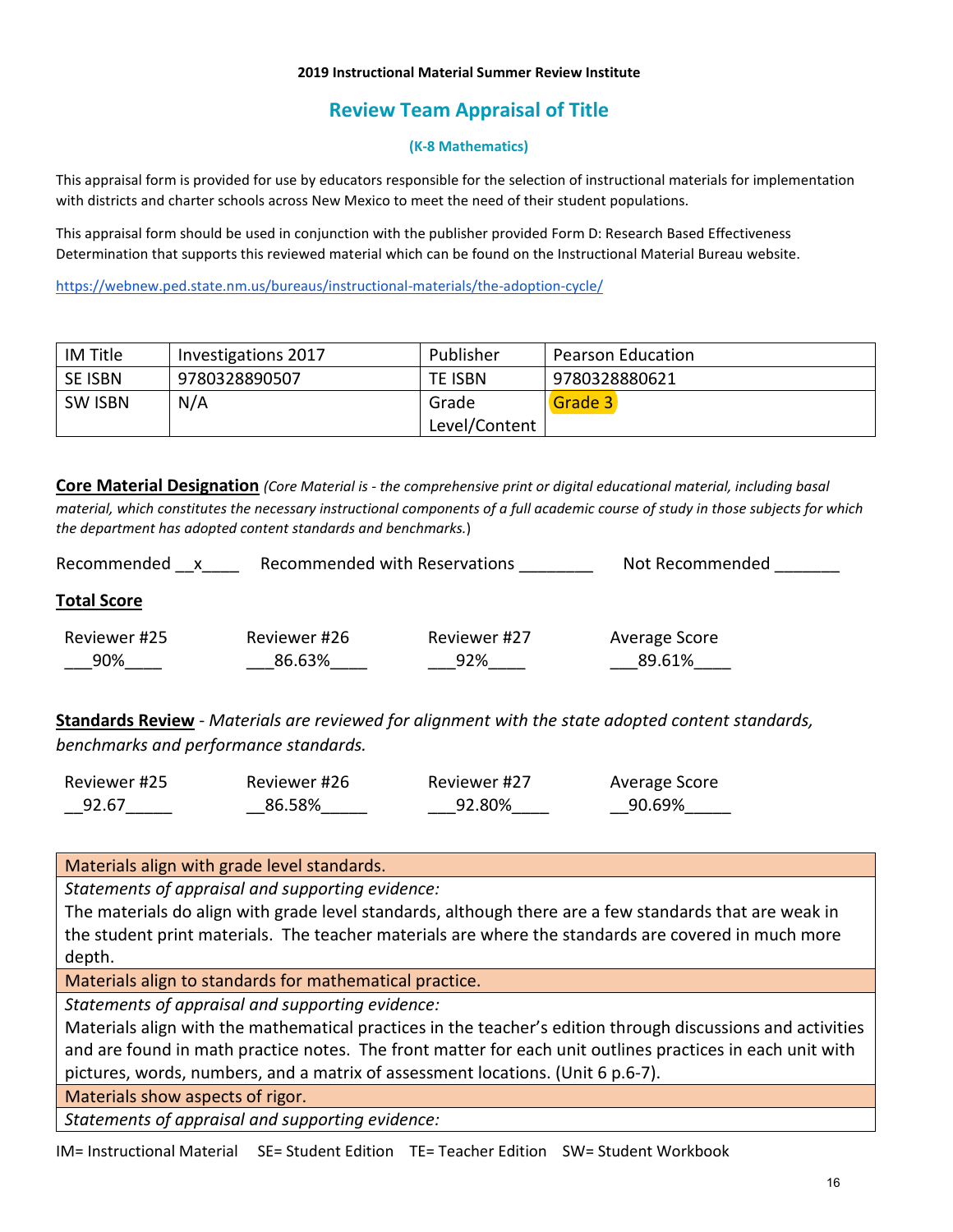**2019 Instructional Material Summer Review Institute**

## Review Team Appraisal of Title

**(K-8 Mathematics)**

This appraisal form is provided for use by educators responsible for the selection of instructional materials for implementation with districts and charter schools across New Mexico to meet the need of their student populations.

This appraisal form should be used in conjunction with the publisher provided Form D: Research Based Effectiveness Determination that supports this reviewed material which can be found on the Instructional Material Bureau website.

https://webnew.ped.state.nm.us/bureaus/instructional-materials/the-adoption-cycle/

| IM Title | Investigations 2017 | Publisher | Pearson Education |
|---|---|---|---|
| SE ISBN | 9780328890507 | TE ISBN | 9780328880621 |
| SW ISBN | N/A | Grade Level/Content | Grade 3 |

**Core Material Designation** *(Core Material is - the comprehensive print or digital educational material, including basal material, which constitutes the necessary instructional components of a full academic course of study in those subjects for which the department has adopted content standards and benchmarks.*)

Recommended __x____ Recommended with Reservations ________ Not Recommended _______

**Total Score**

| Reviewer #25 | Reviewer #26 | Reviewer #27 | Average Score |
|---|---|---|---|
| ___90%____ | ___86.63%____ | ___92%____ | ___89.61%____ |

**Standards Review** - *Materials are reviewed for alignment with the state adopted content standards, benchmarks and performance standards.*

| Reviewer #25 | Reviewer #26 | Reviewer #27 | Average Score |
|---|---|---|---|
| __92.67_____ | __86.58%_____ | ___92.80%____ | __90.69%_____ |

| Materials align with grade level standards. |
|---|
| *Statements of appraisal and supporting evidence:*<br>The materials do align with grade level standards, although there are a few standards that are weak in the student print materials. The teacher materials are where the standards are covered in much more depth. |
| Materials align to standards for mathematical practice. |
| *Statements of appraisal and supporting evidence:*<br>Materials align with the mathematical practices in the teacher's edition through discussions and activities and are found in math practice notes. The front matter for each unit outlines practices in each unit with pictures, words, numbers, and a matrix of assessment locations. (Unit 6 p.6-7). |
| Materials show aspects of rigor. |
| *Statements of appraisal and supporting evidence:* |

IM= Instructional Material SE= Student Edition TE= Teacher Edition SW= Student Workbook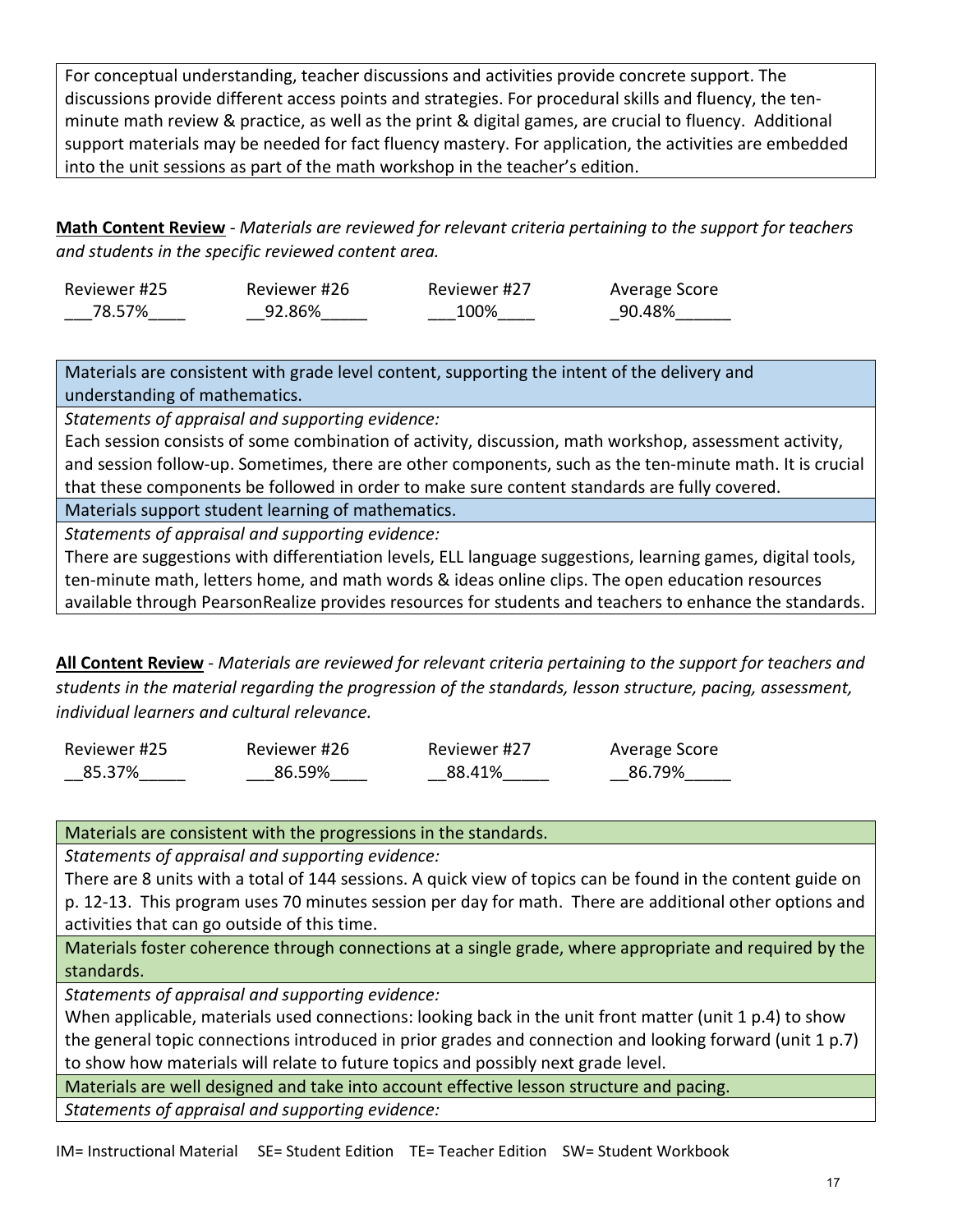For conceptual understanding, teacher discussions and activities provide concrete support. The discussions provide different access points and strategies. For procedural skills and fluency, the ten-minute math review & practice, as well as the print & digital games, are crucial to fluency. Additional support materials may be needed for fact fluency mastery. For application, the activities are embedded into the unit sessions as part of the math workshop in the teacher's edition.

**Math Content Review** - *Materials are reviewed for relevant criteria pertaining to the support for teachers and students in the specific reviewed content area.*

| Reviewer #25 | Reviewer #26 | Reviewer #27 | Average Score |
|---|---|---|---|
| 78.57% | 92.86% | 100% | 90.48% |

| Materials are consistent with grade level content, supporting the intent of the delivery and understanding of mathematics. |
|---|
| *Statements of appraisal and supporting evidence:* |
| Each session consists of some combination of activity, discussion, math workshop, assessment activity, and session follow-up. Sometimes, there are other components, such as the ten-minute math. It is crucial that these components be followed in order to make sure content standards are fully covered. |
| Materials support student learning of mathematics. |
| *Statements of appraisal and supporting evidence:* |
| There are suggestions with differentiation levels, ELL language suggestions, learning games, digital tools, ten-minute math, letters home, and math words & ideas online clips. The open education resources available through PearsonRealize provides resources for students and teachers to enhance the standards. |

**All Content Review** - *Materials are reviewed for relevant criteria pertaining to the support for teachers and students in the material regarding the progression of the standards, lesson structure, pacing, assessment, individual learners and cultural relevance.*

| Reviewer #25 | Reviewer #26 | Reviewer #27 | Average Score |
|---|---|---|---|
| 85.37% | 86.59% | 88.41% | 86.79% |

| Materials are consistent with the progressions in the standards. |
|---|
| *Statements of appraisal and supporting evidence:* |
| There are 8 units with a total of 144 sessions. A quick view of topics can be found in the content guide on p. 12-13. This program uses 70 minutes session per day for math. There are additional other options and activities that can go outside of this time. |
| Materials foster coherence through connections at a single grade, where appropriate and required by the standards. |
| *Statements of appraisal and supporting evidence:* |
| When applicable, materials used connections: looking back in the unit front matter (unit 1 p.4) to show the general topic connections introduced in prior grades and connection and looking forward (unit 1 p.7) to show how materials will relate to future topics and possibly next grade level. |
| Materials are well designed and take into account effective lesson structure and pacing. |
| *Statements of appraisal and supporting evidence:* |

IM= Instructional Material SE= Student Edition TE= Teacher Edition SW= Student Workbook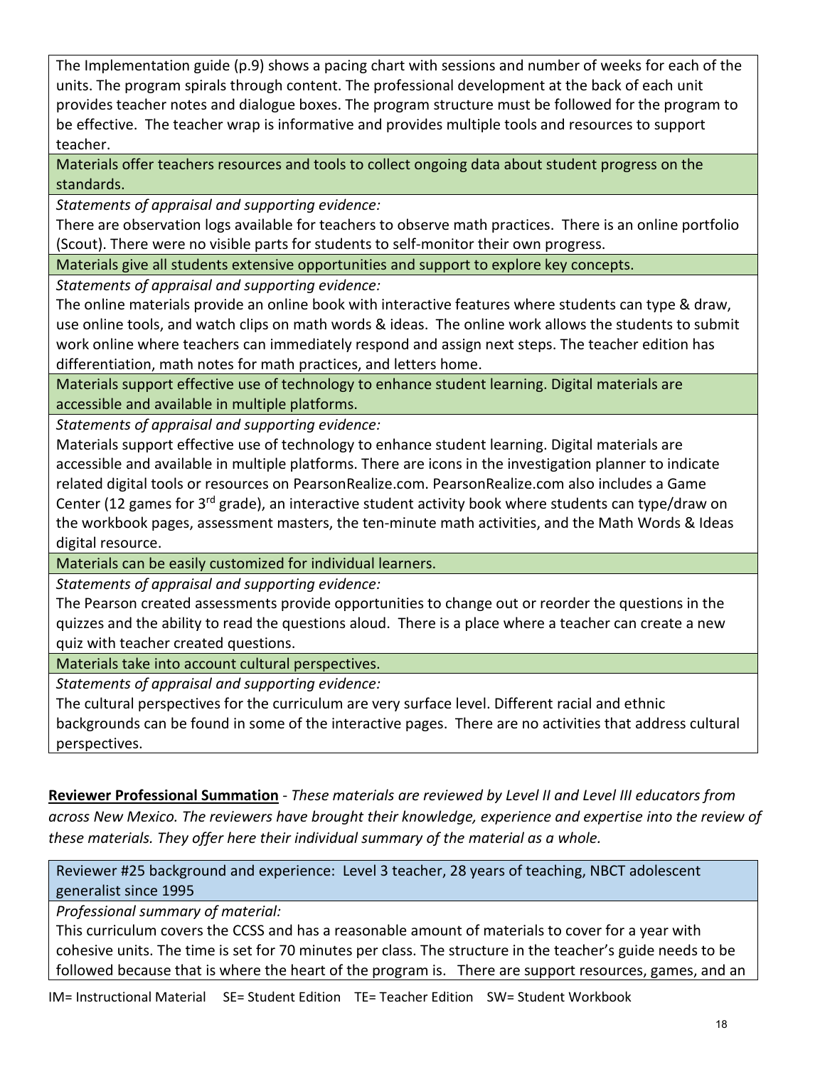The Implementation guide (p.9) shows a pacing chart with sessions and number of weeks for each of the units. The program spirals through content. The professional development at the back of each unit provides teacher notes and dialogue boxes. The program structure must be followed for the program to be effective. The teacher wrap is informative and provides multiple tools and resources to support teacher.

**Materials offer teachers resources and tools to collect ongoing data about student progress on the standards.**

*Statements of appraisal and supporting evidence:*

There are observation logs available for teachers to observe math practices. There is an online portfolio (Scout). There were no visible parts for students to self-monitor their own progress.

**Materials give all students extensive opportunities and support to explore key concepts.**

*Statements of appraisal and supporting evidence:*

The online materials provide an online book with interactive features where students can type & draw, use online tools, and watch clips on math words & ideas. The online work allows the students to submit work online where teachers can immediately respond and assign next steps. The teacher edition has differentiation, math notes for math practices, and letters home.

**Materials support effective use of technology to enhance student learning. Digital materials are accessible and available in multiple platforms.**

*Statements of appraisal and supporting evidence:*

Materials support effective use of technology to enhance student learning. Digital materials are accessible and available in multiple platforms. There are icons in the investigation planner to indicate related digital tools or resources on PearsonRealize.com. PearsonRealize.com also includes a Game Center (12 games for 3rd grade), an interactive student activity book where students can type/draw on the workbook pages, assessment masters, the ten-minute math activities, and the Math Words & Ideas digital resource.

**Materials can be easily customized for individual learners.**

*Statements of appraisal and supporting evidence:*

The Pearson created assessments provide opportunities to change out or reorder the questions in the quizzes and the ability to read the questions aloud. There is a place where a teacher can create a new quiz with teacher created questions.

**Materials take into account cultural perspectives.**

*Statements of appraisal and supporting evidence:*

The cultural perspectives for the curriculum are very surface level. Different racial and ethnic backgrounds can be found in some of the interactive pages. There are no activities that address cultural perspectives.

**Reviewer Professional Summation** - *These materials are reviewed by Level II and Level III educators from across New Mexico. The reviewers have brought their knowledge, experience and expertise into the review of these materials. They offer here their individual summary of the material as a whole.*

**Reviewer #25 background and experience:** Level 3 teacher, 28 years of teaching, NBCT adolescent generalist since 1995

*Professional summary of material:*

This curriculum covers the CCSS and has a reasonable amount of materials to cover for a year with cohesive units. The time is set for 70 minutes per class. The structure in the teacher's guide needs to be followed because that is where the heart of the program is. There are support resources, games, and an

IM= Instructional Material SE= Student Edition TE= Teacher Edition SW= Student Workbook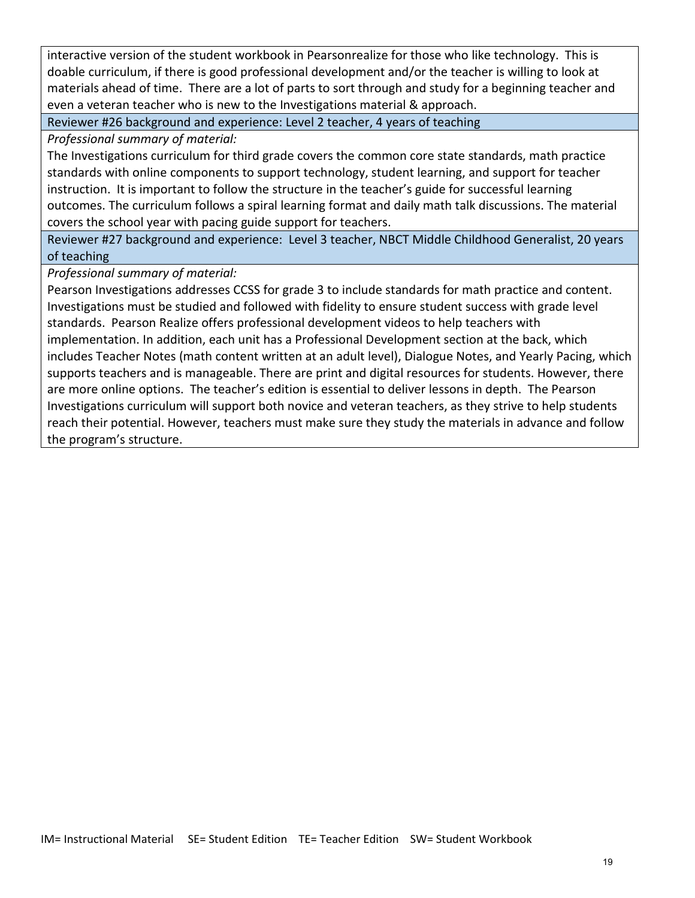interactive version of the student workbook in Pearsonrealize for those who like technology. This is doable curriculum, if there is good professional development and/or the teacher is willing to look at materials ahead of time. There are a lot of parts to sort through and study for a beginning teacher and even a veteran teacher who is new to the Investigations material & approach.

Reviewer #26 background and experience: Level 2 teacher, 4 years of teaching

*Professional summary of material:*

The Investigations curriculum for third grade covers the common core state standards, math practice standards with online components to support technology, student learning, and support for teacher instruction. It is important to follow the structure in the teacher's guide for successful learning outcomes. The curriculum follows a spiral learning format and daily math talk discussions. The material covers the school year with pacing guide support for teachers.

Reviewer #27 background and experience: Level 3 teacher, NBCT Middle Childhood Generalist, 20 years of teaching

*Professional summary of material:*

Pearson Investigations addresses CCSS for grade 3 to include standards for math practice and content. Investigations must be studied and followed with fidelity to ensure student success with grade level standards. Pearson Realize offers professional development videos to help teachers with implementation. In addition, each unit has a Professional Development section at the back, which includes Teacher Notes (math content written at an adult level), Dialogue Notes, and Yearly Pacing, which supports teachers and is manageable. There are print and digital resources for students. However, there are more online options. The teacher's edition is essential to deliver lessons in depth. The Pearson Investigations curriculum will support both novice and veteran teachers, as they strive to help students reach their potential. However, teachers must make sure they study the materials in advance and follow the program's structure.

IM= Instructional Material SE= Student Edition TE= Teacher Edition SW= Student Workbook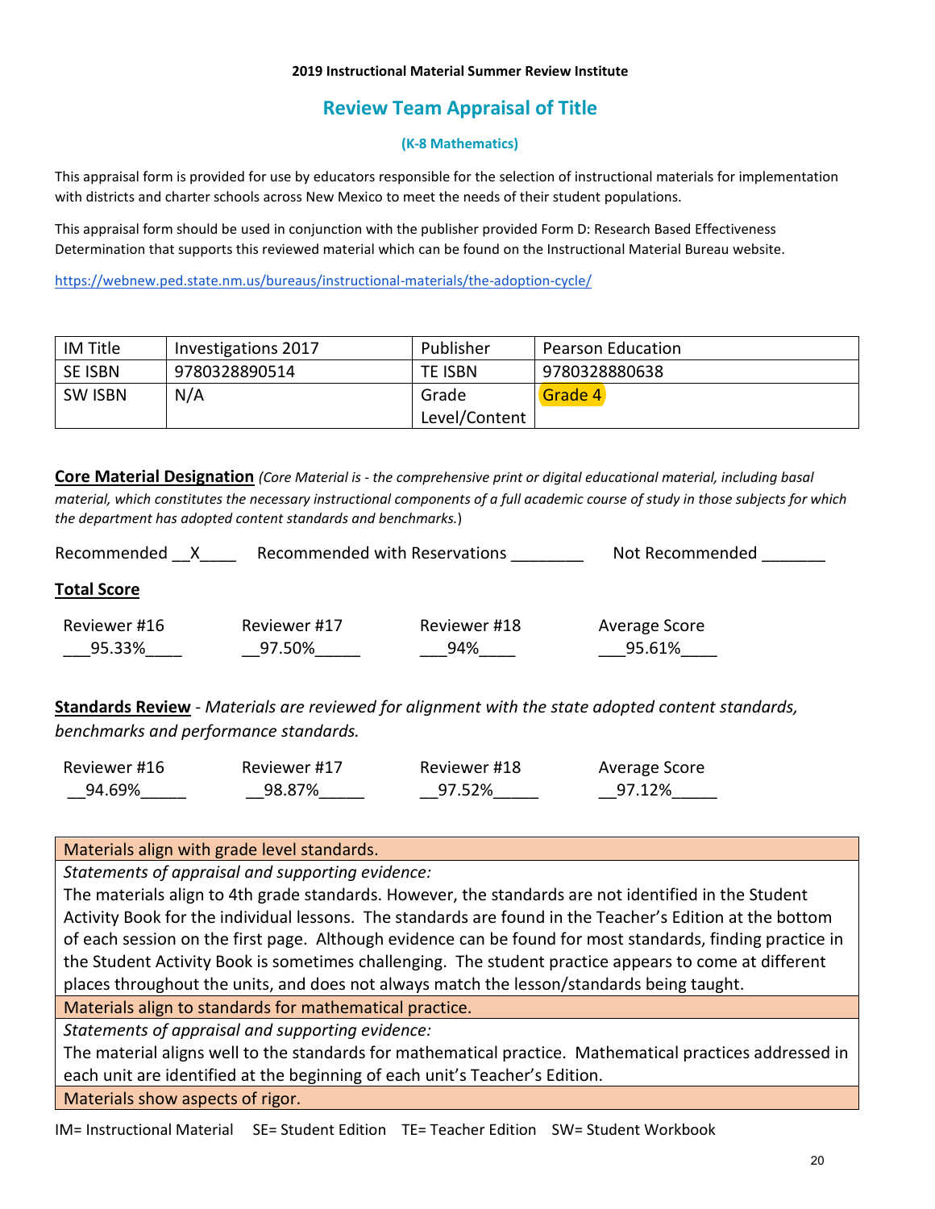**2019 Instructional Material Summer Review Institute**

## Review Team Appraisal of Title

**(K-8 Mathematics)**

This appraisal form is provided for use by educators responsible for the selection of instructional materials for implementation with districts and charter schools across New Mexico to meet the needs of their student populations.

This appraisal form should be used in conjunction with the publisher provided Form D: Research Based Effectiveness Determination that supports this reviewed material which can be found on the Instructional Material Bureau website.

https://webnew.ped.state.nm.us/bureaus/instructional-materials/the-adoption-cycle/

| IM Title | Investigations 2017 | Publisher | Pearson Education |
|---|---|---|---|
| SE ISBN | 9780328890514 | TE ISBN | 9780328880638 |
| SW ISBN | N/A | Grade Level/Content | Grade 4 |

**Core Material Designation** *(Core Material is - the comprehensive print or digital educational material, including basal material, which constitutes the necessary instructional components of a full academic course of study in those subjects for which the department has adopted content standards and benchmarks.*)

Recommended __X____ Recommended with Reservations ________ Not Recommended _______

**Total Score**

| Reviewer #16 | Reviewer #17 | Reviewer #18 | Average Score |
|---|---|---|---|
| ___95.33%____ | __97.50%_____ | ___94%____ | ___95.61%____ |

**Standards Review** - *Materials are reviewed for alignment with the state adopted content standards, benchmarks and performance standards.*

| Reviewer #16 | Reviewer #17 | Reviewer #18 | Average Score |
|---|---|---|---|
| __94.69%_____ | __98.87%_____ | __97.52%_____ | __97.12%_____ |

| Materials align with grade level standards. |
|---|
| *Statements of appraisal and supporting evidence:* <br> The materials align to 4th grade standards. However, the standards are not identified in the Student Activity Book for the individual lessons. The standards are found in the Teacher's Edition at the bottom of each session on the first page. Although evidence can be found for most standards, finding practice in the Student Activity Book is sometimes challenging. The student practice appears to come at different places throughout the units, and does not always match the lesson/standards being taught. |
| Materials align to standards for mathematical practice. |
| *Statements of appraisal and supporting evidence:* <br> The material aligns well to the standards for mathematical practice. Mathematical practices addressed in each unit are identified at the beginning of each unit's Teacher's Edition. |
| Materials show aspects of rigor. |

IM= Instructional Material SE= Student Edition TE= Teacher Edition SW= Student Workbook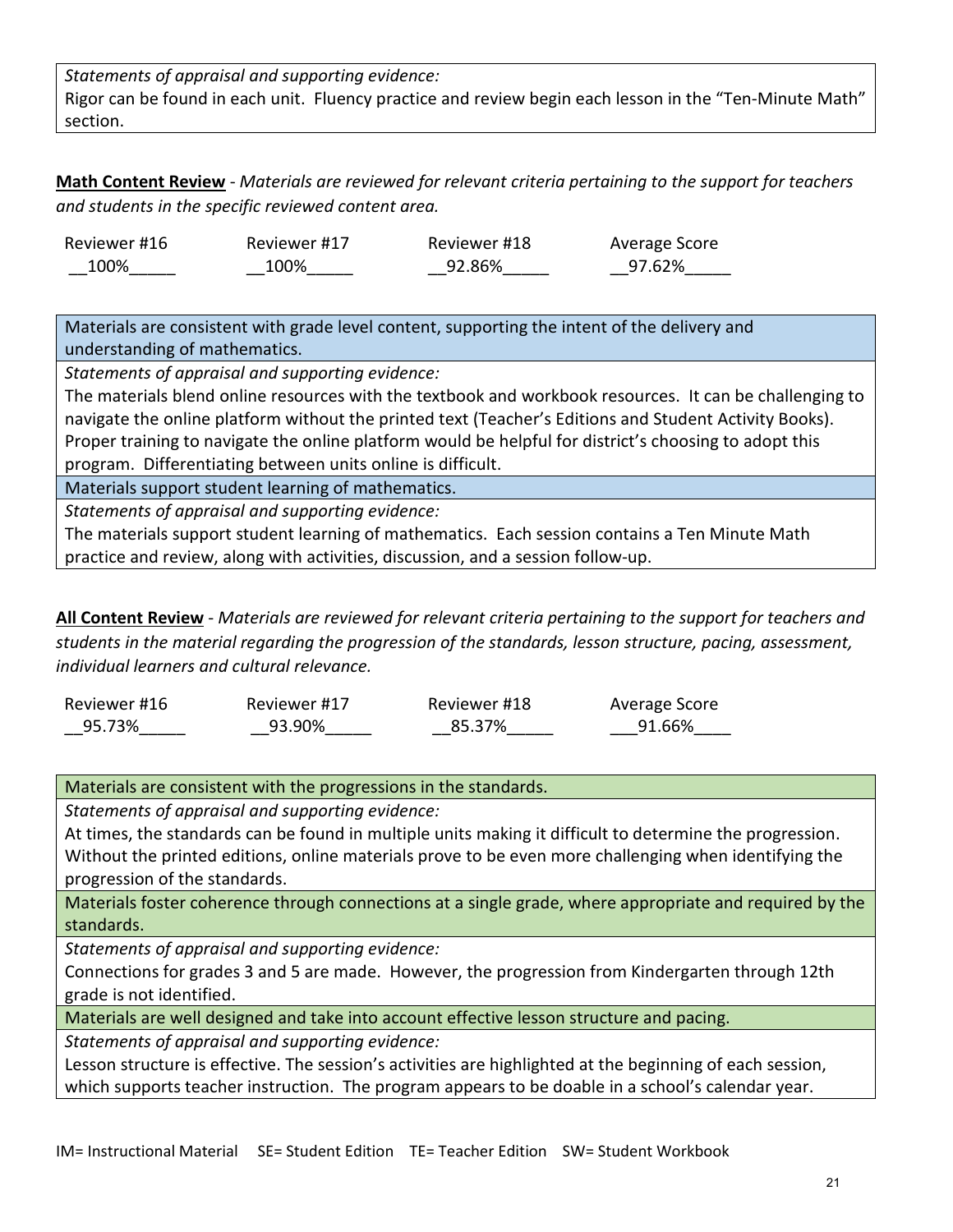*Statements of appraisal and supporting evidence:*
Rigor can be found in each unit. Fluency practice and review begin each lesson in the "Ten-Minute Math" section.

**Math Content Review** - *Materials are reviewed for relevant criteria pertaining to the support for teachers and students in the specific reviewed content area.*

| Reviewer #16 | Reviewer #17 | Reviewer #18 | Average Score |
|---|---|---|---|
| __100%_____ | __100%_____ | __92.86%_____ | __97.62%_____ |

| Materials are consistent with grade level content, supporting the intent of the delivery and understanding of mathematics. |
|---|
| *Statements of appraisal and supporting evidence:* The materials blend online resources with the textbook and workbook resources. It can be challenging to navigate the online platform without the printed text (Teacher's Editions and Student Activity Books). Proper training to navigate the online platform would be helpful for district's choosing to adopt this program. Differentiating between units online is difficult. |
| Materials support student learning of mathematics. |
| *Statements of appraisal and supporting evidence:* The materials support student learning of mathematics. Each session contains a Ten Minute Math practice and review, along with activities, discussion, and a session follow-up. |

**All Content Review** - *Materials are reviewed for relevant criteria pertaining to the support for teachers and students in the material regarding the progression of the standards, lesson structure, pacing, assessment, individual learners and cultural relevance.*

| Reviewer #16 | Reviewer #17 | Reviewer #18 | Average Score |
|---|---|---|---|
| __95.73%_____ | __93.90%_____ | __85.37%_____ | ___91.66%____ |

| Materials are consistent with the progressions in the standards. |
|---|
| *Statements of appraisal and supporting evidence:* At times, the standards can be found in multiple units making it difficult to determine the progression. Without the printed editions, online materials prove to be even more challenging when identifying the progression of the standards. |
| Materials foster coherence through connections at a single grade, where appropriate and required by the standards. |
| *Statements of appraisal and supporting evidence:* Connections for grades 3 and 5 are made. However, the progression from Kindergarten through 12th grade is not identified. |
| Materials are well designed and take into account effective lesson structure and pacing. |
| *Statements of appraisal and supporting evidence:* Lesson structure is effective. The session's activities are highlighted at the beginning of each session, which supports teacher instruction. The program appears to be doable in a school's calendar year. |

IM= Instructional Material SE= Student Edition TE= Teacher Edition SW= Student Workbook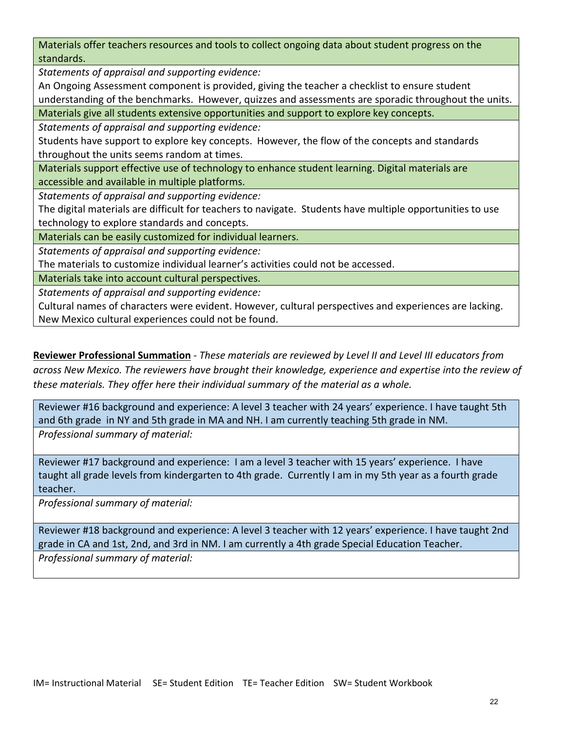| Materials offer teachers resources and tools to collect ongoing data about student progress on the standards. |
|---|
| *Statements of appraisal and supporting evidence:* <br> An Ongoing Assessment component is provided, giving the teacher a checklist to ensure student understanding of the benchmarks. However, quizzes and assessments are sporadic throughout the units. |
| Materials give all students extensive opportunities and support to explore key concepts. |
| *Statements of appraisal and supporting evidence:* <br> Students have support to explore key concepts. However, the flow of the concepts and standards throughout the units seems random at times. |
| Materials support effective use of technology to enhance student learning. Digital materials are accessible and available in multiple platforms. |
| *Statements of appraisal and supporting evidence:* <br> The digital materials are difficult for teachers to navigate. Students have multiple opportunities to use technology to explore standards and concepts. |
| Materials can be easily customized for individual learners. |
| *Statements of appraisal and supporting evidence:* <br> The materials to customize individual learner's activities could not be accessed. |
| Materials take into account cultural perspectives. |
| *Statements of appraisal and supporting evidence:* <br> Cultural names of characters were evident. However, cultural perspectives and experiences are lacking. New Mexico cultural experiences could not be found. |

**Reviewer Professional Summation** - *These materials are reviewed by Level II and Level III educators from across New Mexico. The reviewers have brought their knowledge, experience and expertise into the review of these materials. They offer here their individual summary of the material as a whole.*

| Reviewer #16 background and experience: A level 3 teacher with 24 years' experience. I have taught 5th and 6th grade in NY and 5th grade in MA and NH. I am currently teaching 5th grade in NM. |
|---|
| *Professional summary of material:* |

| Reviewer #17 background and experience: I am a level 3 teacher with 15 years' experience. I have taught all grade levels from kindergarten to 4th grade. Currently I am in my 5th year as a fourth grade teacher. |
|---|
| *Professional summary of material:* |

| Reviewer #18 background and experience: A level 3 teacher with 12 years' experience. I have taught 2nd grade in CA and 1st, 2nd, and 3rd in NM. I am currently a 4th grade Special Education Teacher. |
|---|
| *Professional summary of material:* |

IM= Instructional Material SE= Student Edition TE= Teacher Edition SW= Student Workbook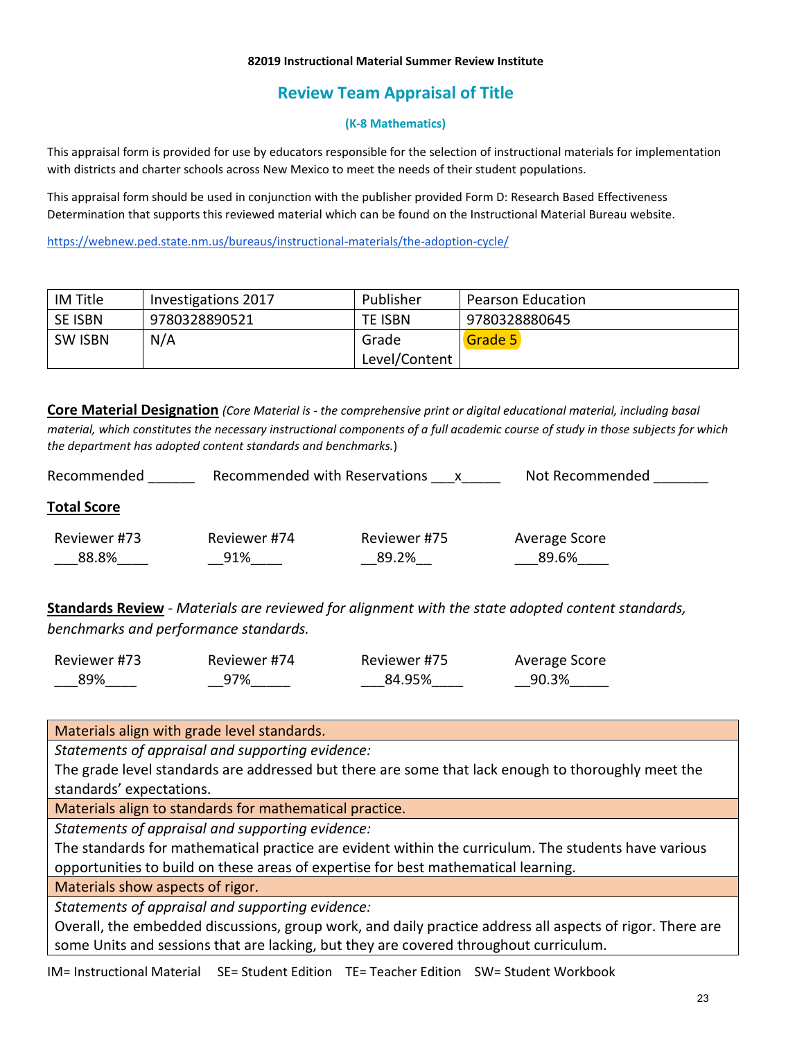**82019 Instructional Material Summer Review Institute**

## Review Team Appraisal of Title

**(K-8 Mathematics)**

This appraisal form is provided for use by educators responsible for the selection of instructional materials for implementation with districts and charter schools across New Mexico to meet the needs of their student populations.

This appraisal form should be used in conjunction with the publisher provided Form D: Research Based Effectiveness Determination that supports this reviewed material which can be found on the Instructional Material Bureau website.

https://webnew.ped.state.nm.us/bureaus/instructional-materials/the-adoption-cycle/

| IM Title | Investigations 2017 | Publisher | Pearson Education |
|---|---|---|---|
| SE ISBN | 9780328890521 | TE ISBN | 9780328880645 |
| SW ISBN | N/A | Grade Level/Content | Grade 5 |

**Core Material Designation** *(Core Material is - the comprehensive print or digital educational material, including basal material, which constitutes the necessary instructional components of a full academic course of study in those subjects for which the department has adopted content standards and benchmarks.*)

Recommended ______ Recommended with Reservations ___x_____ Not Recommended _______

**Total Score**

| Reviewer #73 | Reviewer #74 | Reviewer #75 | Average Score |
|---|---|---|---|
| 88.8% | 91% | 89.2% | 89.6% |

**Standards Review** - *Materials are reviewed for alignment with the state adopted content standards, benchmarks and performance standards.*

| Reviewer #73 | Reviewer #74 | Reviewer #75 | Average Score |
|---|---|---|---|
| 89% | 97% | 84.95% | 90.3% |

| Materials align with grade level standards. |
|---|
| *Statements of appraisal and supporting evidence:* The grade level standards are addressed but there are some that lack enough to thoroughly meet the standards' expectations. |
| Materials align to standards for mathematical practice. |
| *Statements of appraisal and supporting evidence:* The standards for mathematical practice are evident within the curriculum. The students have various opportunities to build on these areas of expertise for best mathematical learning. |
| Materials show aspects of rigor. |
| *Statements of appraisal and supporting evidence:* Overall, the embedded discussions, group work, and daily practice address all aspects of rigor. There are some Units and sessions that are lacking, but they are covered throughout curriculum. |

IM= Instructional Material SE= Student Edition TE= Teacher Edition SW= Student Workbook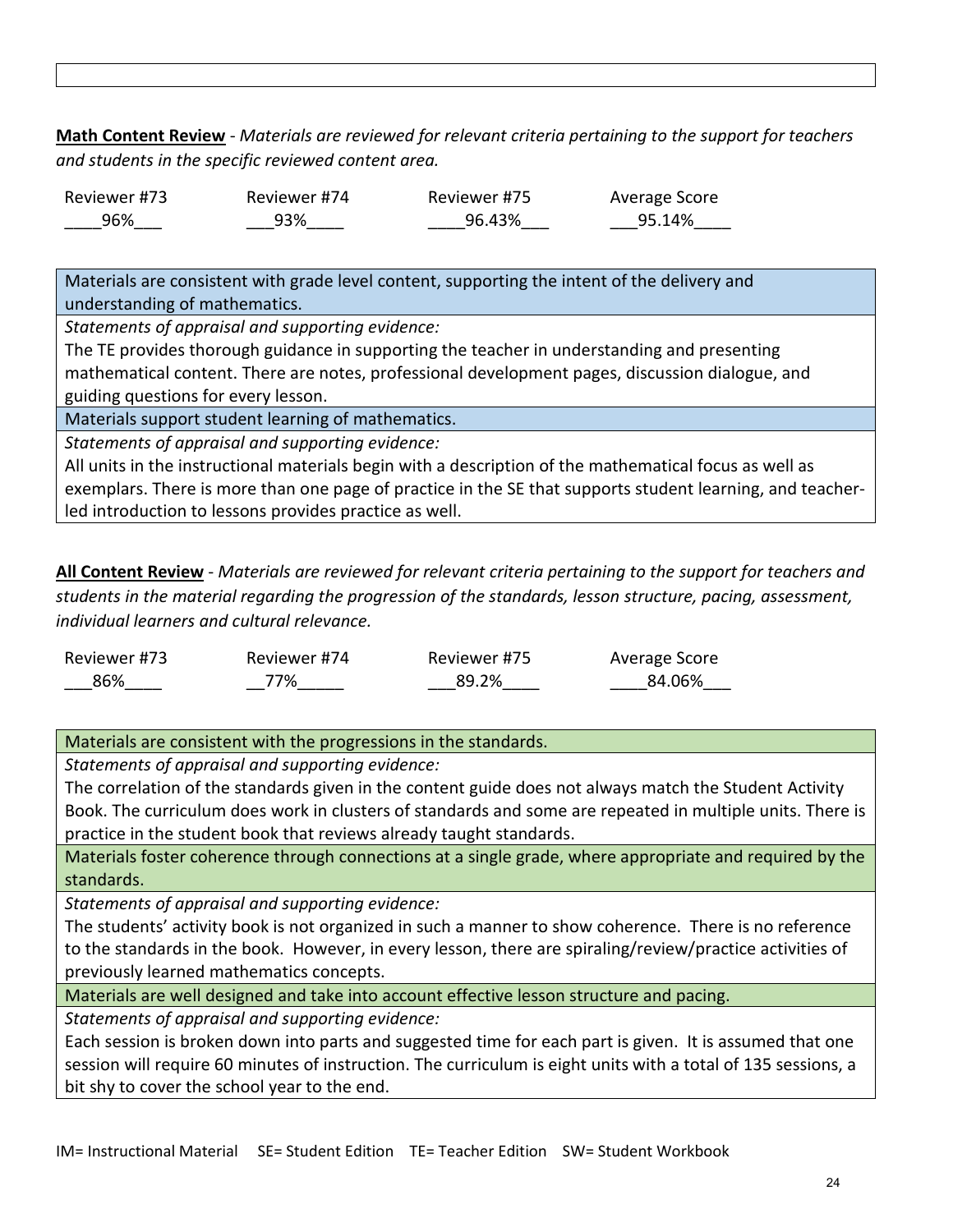**Math Content Review** - *Materials are reviewed for relevant criteria pertaining to the support for teachers and students in the specific reviewed content area.*

| Reviewer #73 | Reviewer #74 | Reviewer #75 | Average Score |
|---|---|---|---|
| ____96%___ | ___93%____ | ____96.43%___ | ___95.14%____ |

| Materials are consistent with grade level content, supporting the intent of the delivery and understanding of mathematics. |
|---|
| *Statements of appraisal and supporting evidence:* |
| The TE provides thorough guidance in supporting the teacher in understanding and presenting mathematical content. There are notes, professional development pages, discussion dialogue, and guiding questions for every lesson. |
| Materials support student learning of mathematics. |
| *Statements of appraisal and supporting evidence:* |
| All units in the instructional materials begin with a description of the mathematical focus as well as exemplars. There is more than one page of practice in the SE that supports student learning, and teacher-led introduction to lessons provides practice as well. |

**All Content Review** - *Materials are reviewed for relevant criteria pertaining to the support for teachers and students in the material regarding the progression of the standards, lesson structure, pacing, assessment, individual learners and cultural relevance.*

| Reviewer #73 | Reviewer #74 | Reviewer #75 | Average Score |
|---|---|---|---|
| ___86%____ | __77%_____ | ___89.2%____ | ____84.06%___ |

| Materials are consistent with the progressions in the standards. |
|---|
| *Statements of appraisal and supporting evidence:* |
| The correlation of the standards given in the content guide does not always match the Student Activity Book. The curriculum does work in clusters of standards and some are repeated in multiple units. There is practice in the student book that reviews already taught standards. |
| Materials foster coherence through connections at a single grade, where appropriate and required by the standards. |
| *Statements of appraisal and supporting evidence:* |
| The students' activity book is not organized in such a manner to show coherence. There is no reference to the standards in the book. However, in every lesson, there are spiraling/review/practice activities of previously learned mathematics concepts. |
| Materials are well designed and take into account effective lesson structure and pacing. |
| *Statements of appraisal and supporting evidence:* |
| Each session is broken down into parts and suggested time for each part is given. It is assumed that one session will require 60 minutes of instruction. The curriculum is eight units with a total of 135 sessions, a bit shy to cover the school year to the end. |

IM= Instructional Material SE= Student Edition TE= Teacher Edition SW= Student Workbook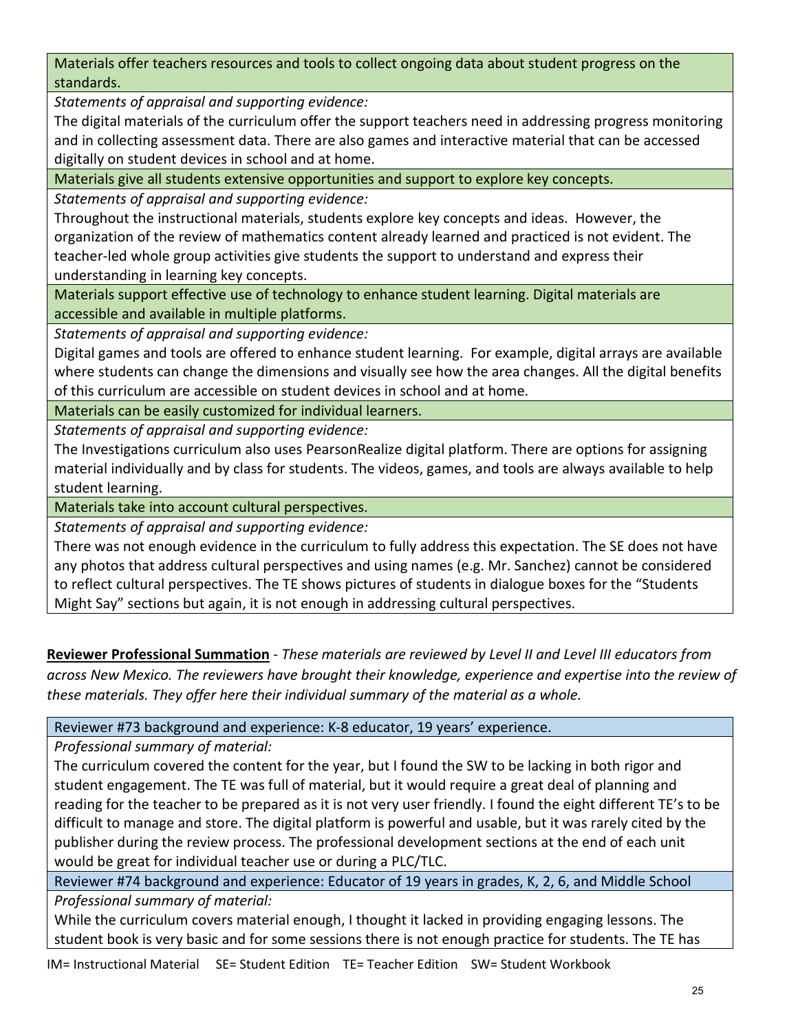| Materials offer teachers resources and tools to collect ongoing data about student progress on the standards. |
|---|
| *Statements of appraisal and supporting evidence:* |
| The digital materials of the curriculum offer the support teachers need in addressing progress monitoring and in collecting assessment data. There are also games and interactive material that can be accessed digitally on student devices in school and at home. |
| Materials give all students extensive opportunities and support to explore key concepts. |
| *Statements of appraisal and supporting evidence:* |
| Throughout the instructional materials, students explore key concepts and ideas. However, the organization of the review of mathematics content already learned and practiced is not evident. The teacher-led whole group activities give students the support to understand and express their understanding in learning key concepts. |
| Materials support effective use of technology to enhance student learning. Digital materials are accessible and available in multiple platforms. |
| *Statements of appraisal and supporting evidence:* |
| Digital games and tools are offered to enhance student learning. For example, digital arrays are available where students can change the dimensions and visually see how the area changes. All the digital benefits of this curriculum are accessible on student devices in school and at home. |
| Materials can be easily customized for individual learners. |
| *Statements of appraisal and supporting evidence:* |
| The Investigations curriculum also uses PearsonRealize digital platform. There are options for assigning material individually and by class for students. The videos, games, and tools are always available to help student learning. |
| Materials take into account cultural perspectives. |
| *Statements of appraisal and supporting evidence:* |
| There was not enough evidence in the curriculum to fully address this expectation. The SE does not have any photos that address cultural perspectives and using names (e.g. Mr. Sanchez) cannot be considered to reflect cultural perspectives. The TE shows pictures of students in dialogue boxes for the "Students Might Say" sections but again, it is not enough in addressing cultural perspectives. |

**Reviewer Professional Summation** - *These materials are reviewed by Level II and Level III educators from across New Mexico. The reviewers have brought their knowledge, experience and expertise into the review of these materials. They offer here their individual summary of the material as a whole.*

| Reviewer #73 background and experience: K-8 educator, 19 years' experience. |
|---|
| *Professional summary of material:* |
| The curriculum covered the content for the year, but I found the SW to be lacking in both rigor and student engagement. The TE was full of material, but it would require a great deal of planning and reading for the teacher to be prepared as it is not very user friendly. I found the eight different TE's to be difficult to manage and store. The digital platform is powerful and usable, but it was rarely cited by the publisher during the review process. The professional development sections at the end of each unit would be great for individual teacher use or during a PLC/TLC. |
| Reviewer #74 background and experience: Educator of 19 years in grades, K, 2, 6, and Middle School |
| *Professional summary of material:* |
| While the curriculum covers material enough, I thought it lacked in providing engaging lessons. The student book is very basic and for some sessions there is not enough practice for students. The TE has |

IM= Instructional Material SE= Student Edition TE= Teacher Edition SW= Student Workbook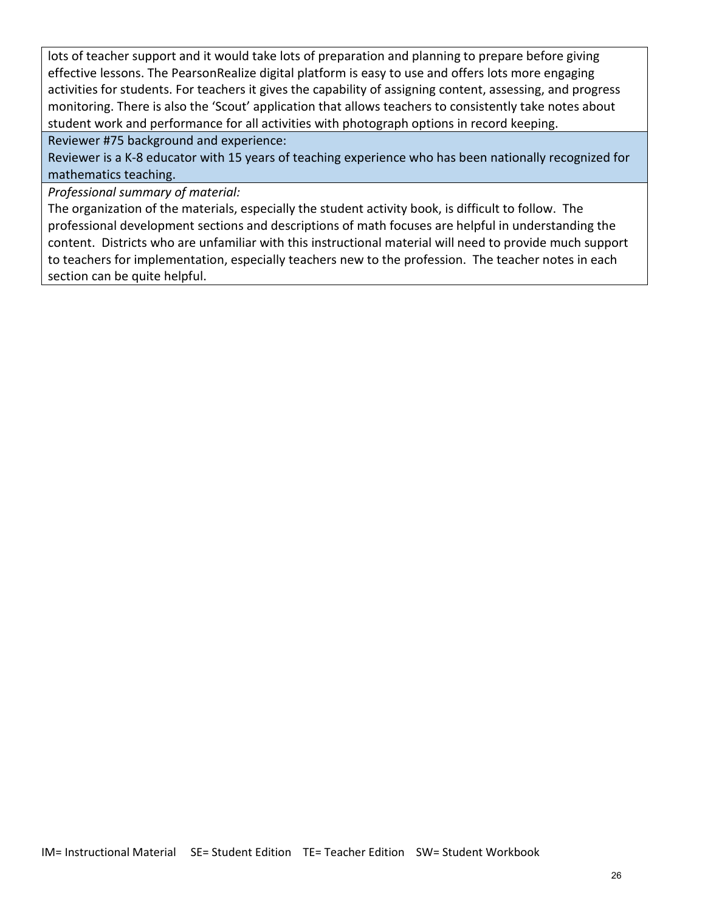lots of teacher support and it would take lots of preparation and planning to prepare before giving effective lessons. The PearsonRealize digital platform is easy to use and offers lots more engaging activities for students. For teachers it gives the capability of assigning content, assessing, and progress monitoring. There is also the 'Scout' application that allows teachers to consistently take notes about student work and performance for all activities with photograph options in record keeping.

Reviewer #75 background and experience:

Reviewer is a K-8 educator with 15 years of teaching experience who has been nationally recognized for mathematics teaching.

*Professional summary of material:*

The organization of the materials, especially the student activity book, is difficult to follow. The professional development sections and descriptions of math focuses are helpful in understanding the content. Districts who are unfamiliar with this instructional material will need to provide much support to teachers for implementation, especially teachers new to the profession. The teacher notes in each section can be quite helpful.

IM= Instructional Material SE= Student Edition TE= Teacher Edition SW= Student Workbook